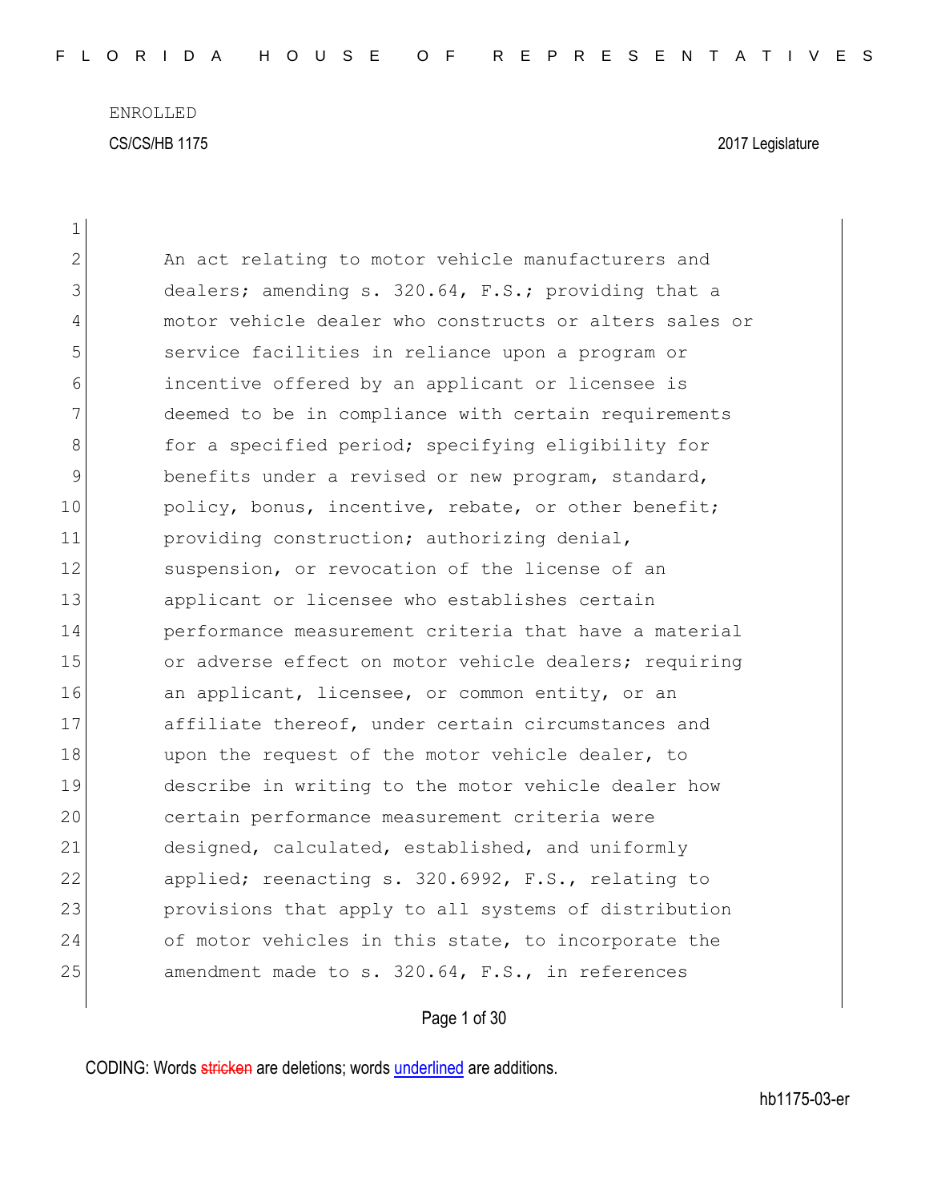ENROLLED

CS/CS/HB 1175 2017 Legislature

1

2 An act relating to motor vehicle manufacturers and
3 dealers; amending s. 320.64, F.S.; providing that a
4 motor vehicle dealer who constructs or alters sales or
5 service facilities in reliance upon a program or
6 incentive offered by an applicant or licensee is
7 deemed to be in compliance with certain requirements
8 for a specified period; specifying eligibility for
9 benefits under a revised or new program, standard,
10 policy, bonus, incentive, rebate, or other benefit;
11 providing construction; authorizing denial,
12 suspension, or revocation of the license of an
13 applicant or licensee who establishes certain
14 performance measurement criteria that have a material
15 or adverse effect on motor vehicle dealers; requiring
16 an applicant, licensee, or common entity, or an
17 affiliate thereof, under certain circumstances and
18 upon the request of the motor vehicle dealer, to
19 describe in writing to the motor vehicle dealer how
20 certain performance measurement criteria were
21 designed, calculated, established, and uniformly
22 applied; reenacting s. 320.6992, F.S., relating to
23 provisions that apply to all systems of distribution
24 of motor vehicles in this state, to incorporate the
25 amendment made to s. 320.64, F.S., in references

CODING: Words stricken are deletions; words underlined are additions.

hb1175-03-er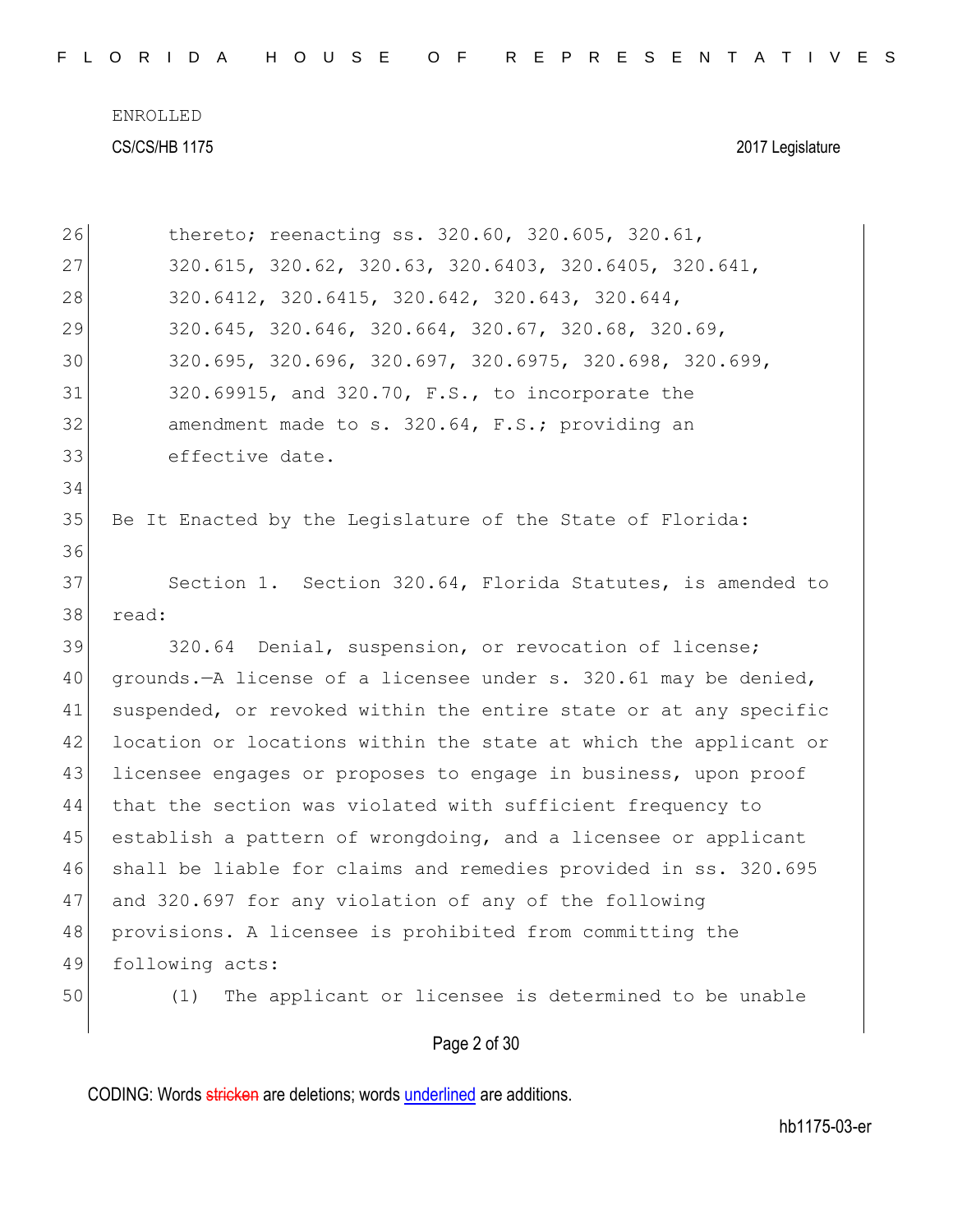thereto; reenacting ss. 320.60, 320.605, 320.61, 320.615, 320.62, 320.63, 320.6403, 320.6405, 320.641, 320.6412, 320.6415, 320.642, 320.643, 320.644, 320.645, 320.646, 320.664, 320.67, 320.68, 320.69, 320.695, 320.696, 320.697, 320.6975, 320.698, 320.699, 320.69915, and 320.70, F.S., to incorporate the amendment made to s. 320.64, F.S.; providing an effective date.

Be It Enacted by the Legislature of the State of Florida:

Section 1. Section 320.64, Florida Statutes, is amended to read:

320.64 Denial, suspension, or revocation of license; grounds.—A license of a licensee under s. 320.61 may be denied, suspended, or revoked within the entire state or at any specific location or locations within the state at which the applicant or licensee engages or proposes to engage in business, upon proof that the section was violated with sufficient frequency to establish a pattern of wrongdoing, and a licensee or applicant shall be liable for claims and remedies provided in ss. 320.695 and 320.697 for any violation of any of the following provisions. A licensee is prohibited from committing the following acts:

(1) The applicant or licensee is determined to be unable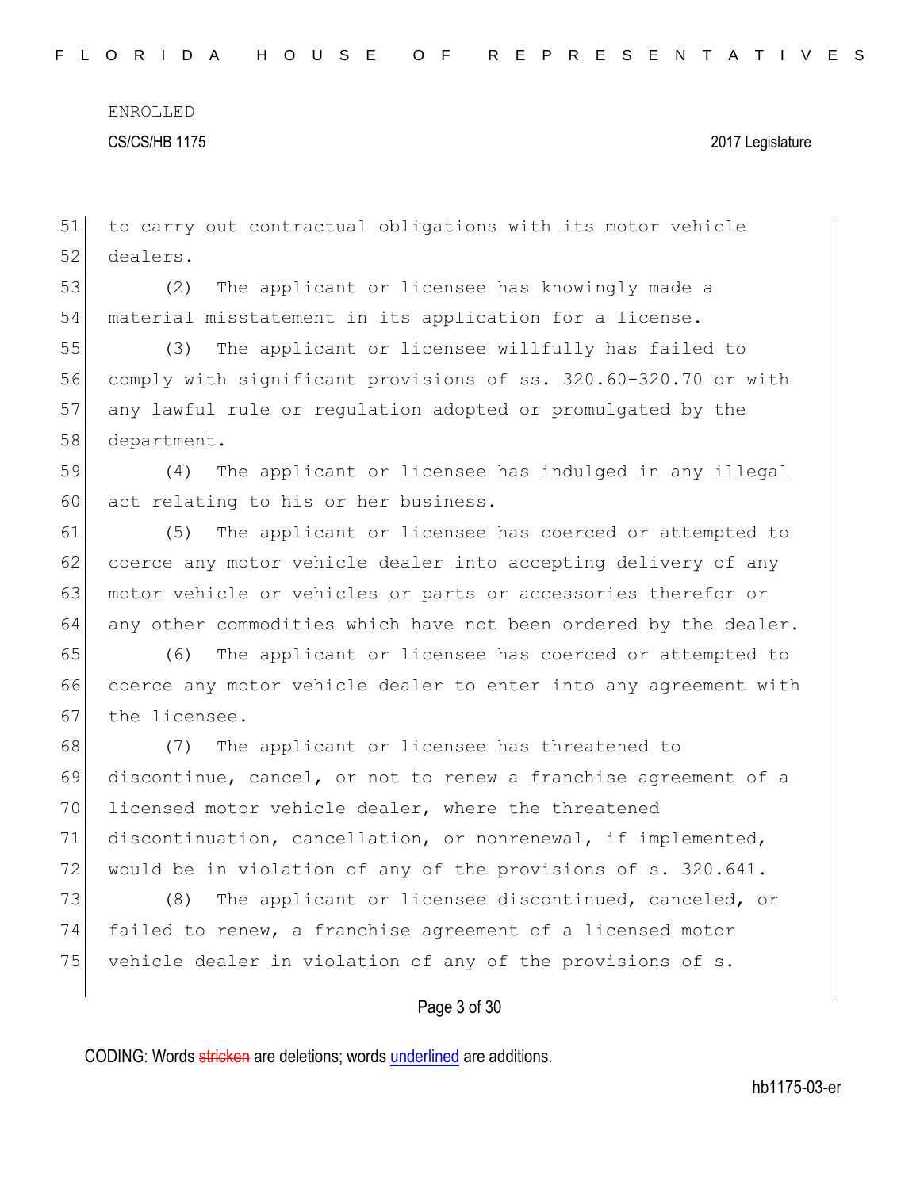to carry out contractual obligations with its motor vehicle dealers.

(2) The applicant or licensee has knowingly made a material misstatement in its application for a license.

(3) The applicant or licensee willfully has failed to comply with significant provisions of ss. 320.60-320.70 or with any lawful rule or regulation adopted or promulgated by the department.

(4) The applicant or licensee has indulged in any illegal act relating to his or her business.

(5) The applicant or licensee has coerced or attempted to coerce any motor vehicle dealer into accepting delivery of any motor vehicle or vehicles or parts or accessories therefor or any other commodities which have not been ordered by the dealer.

(6) The applicant or licensee has coerced or attempted to coerce any motor vehicle dealer to enter into any agreement with the licensee.

(7) The applicant or licensee has threatened to discontinue, cancel, or not to renew a franchise agreement of a licensed motor vehicle dealer, where the threatened discontinuation, cancellation, or nonrenewal, if implemented, would be in violation of any of the provisions of s. 320.641.

(8) The applicant or licensee discontinued, canceled, or failed to renew, a franchise agreement of a licensed motor vehicle dealer in violation of any of the provisions of s.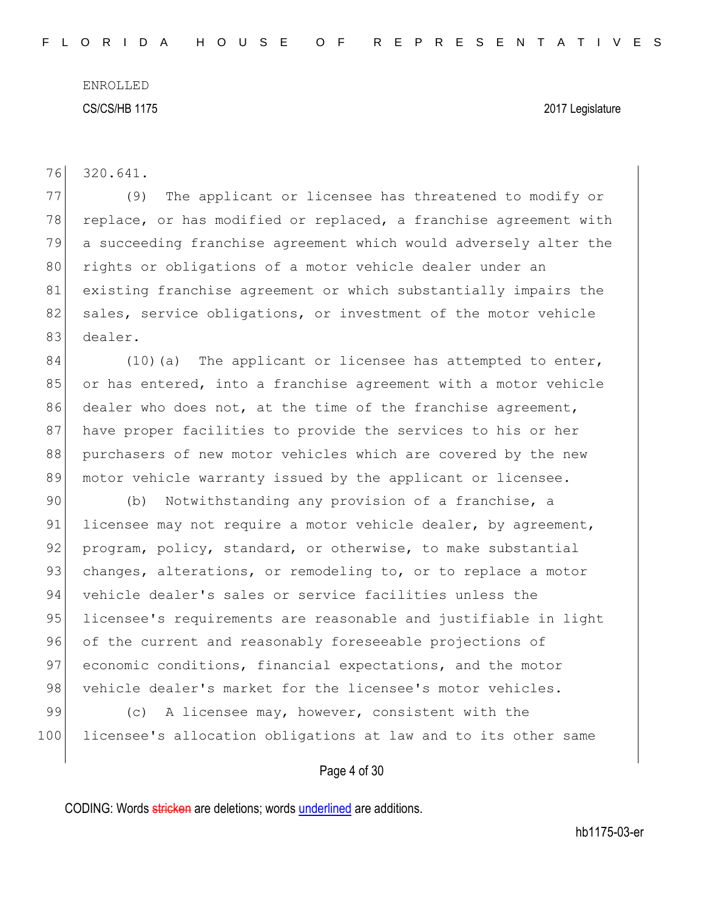320.641.

(9) The applicant or licensee has threatened to modify or replace, or has modified or replaced, a franchise agreement with a succeeding franchise agreement which would adversely alter the rights or obligations of a motor vehicle dealer under an existing franchise agreement or which substantially impairs the sales, service obligations, or investment of the motor vehicle dealer.

(10)(a) The applicant or licensee has attempted to enter, or has entered, into a franchise agreement with a motor vehicle dealer who does not, at the time of the franchise agreement, have proper facilities to provide the services to his or her purchasers of new motor vehicles which are covered by the new motor vehicle warranty issued by the applicant or licensee.

(b) Notwithstanding any provision of a franchise, a licensee may not require a motor vehicle dealer, by agreement, program, policy, standard, or otherwise, to make substantial changes, alterations, or remodeling to, or to replace a motor vehicle dealer's sales or service facilities unless the licensee's requirements are reasonable and justifiable in light of the current and reasonably foreseeable projections of economic conditions, financial expectations, and the motor vehicle dealer's market for the licensee's motor vehicles.

(c) A licensee may, however, consistent with the licensee's allocation obligations at law and to its other same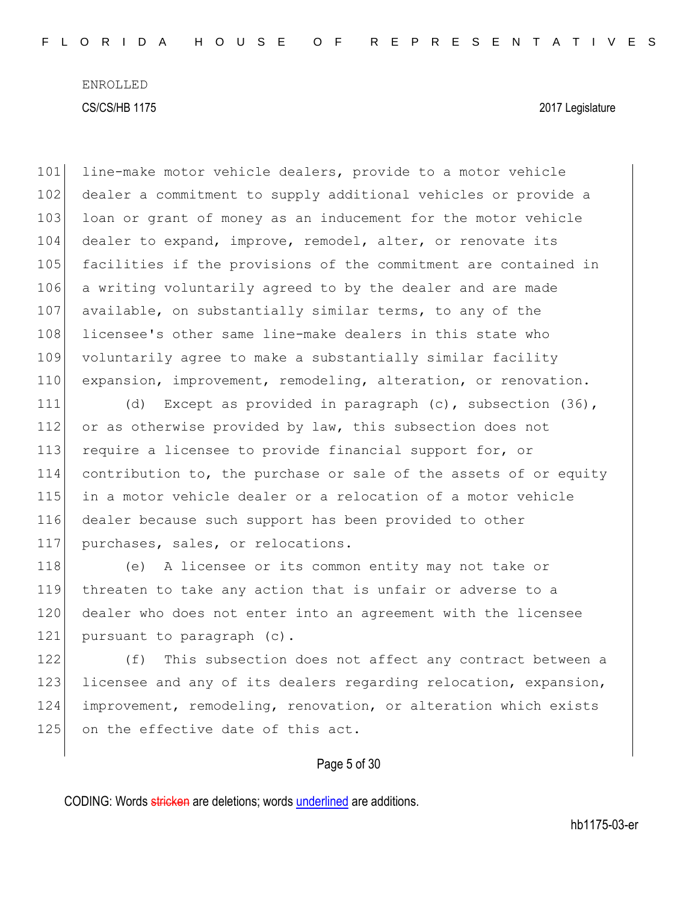line-make motor vehicle dealers, provide to a motor vehicle dealer a commitment to supply additional vehicles or provide a loan or grant of money as an inducement for the motor vehicle dealer to expand, improve, remodel, alter, or renovate its facilities if the provisions of the commitment are contained in a writing voluntarily agreed to by the dealer and are made available, on substantially similar terms, to any of the licensee's other same line-make dealers in this state who voluntarily agree to make a substantially similar facility expansion, improvement, remodeling, alteration, or renovation.

(d) Except as provided in paragraph (c), subsection (36), or as otherwise provided by law, this subsection does not require a licensee to provide financial support for, or contribution to, the purchase or sale of the assets of or equity in a motor vehicle dealer or a relocation of a motor vehicle dealer because such support has been provided to other purchases, sales, or relocations.

(e) A licensee or its common entity may not take or threaten to take any action that is unfair or adverse to a dealer who does not enter into an agreement with the licensee pursuant to paragraph (c).

(f) This subsection does not affect any contract between a licensee and any of its dealers regarding relocation, expansion, improvement, remodeling, renovation, or alteration which exists on the effective date of this act.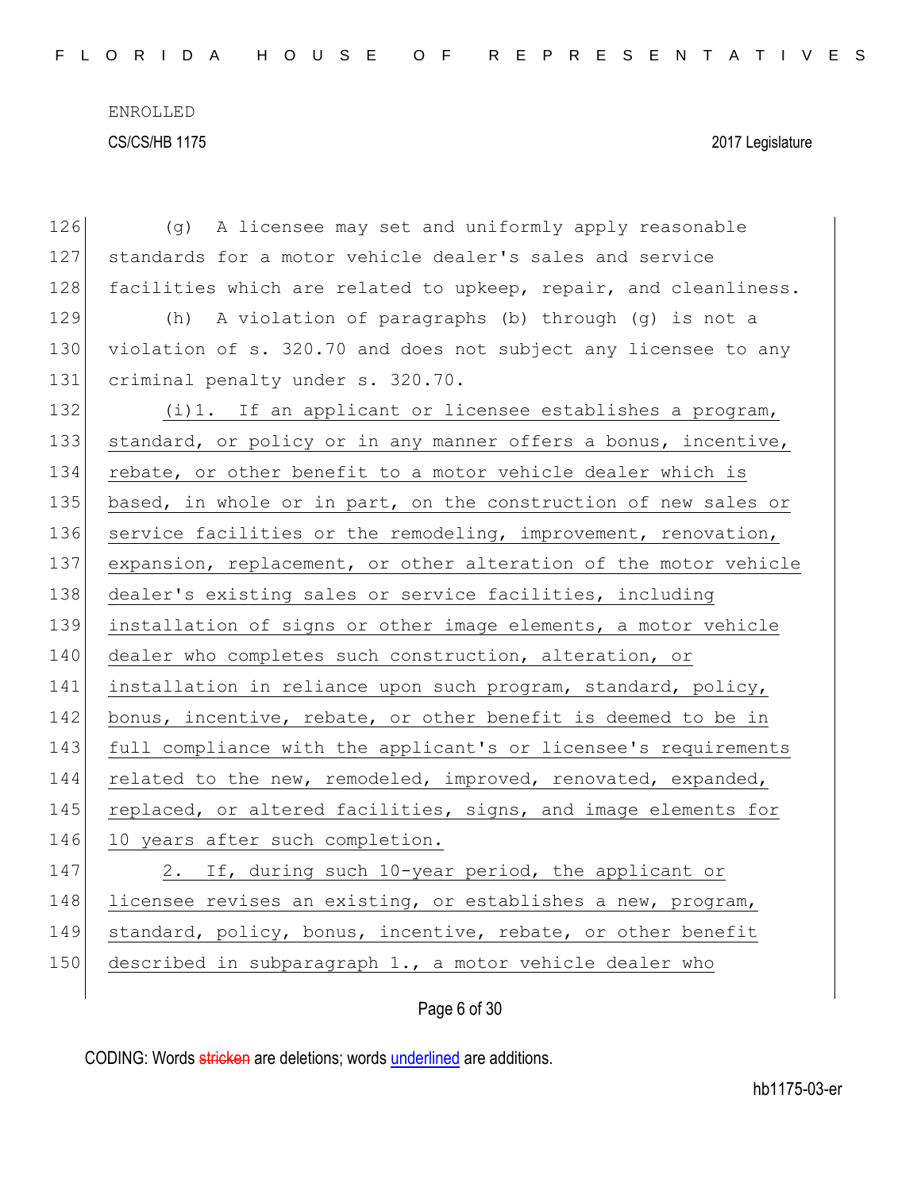ENROLLED

CS/CS/HB 1175 2017 Legislature

126 (g) A licensee may set and uniformly apply reasonable
127 standards for a motor vehicle dealer's sales and service
128 facilities which are related to upkeep, repair, and cleanliness.
129 (h) A violation of paragraphs (b) through (g) is not a
130 violation of s. 320.70 and does not subject any licensee to any
131 criminal penalty under s. 320.70.
132 <u>(i)1. If an applicant or licensee establishes a program,</u>
133 <u>standard, or policy or in any manner offers a bonus, incentive,</u>
134 <u>rebate, or other benefit to a motor vehicle dealer which is</u>
135 <u>based, in whole or in part, on the construction of new sales or</u>
136 <u>service facilities or the remodeling, improvement, renovation,</u>
137 <u>expansion, replacement, or other alteration of the motor vehicle</u>
138 <u>dealer's existing sales or service facilities, including</u>
139 <u>installation of signs or other image elements, a motor vehicle</u>
140 <u>dealer who completes such construction, alteration, or</u>
141 <u>installation in reliance upon such program, standard, policy,</u>
142 <u>bonus, incentive, rebate, or other benefit is deemed to be in</u>
143 <u>full compliance with the applicant's or licensee's requirements</u>
144 <u>related to the new, remodeled, improved, renovated, expanded,</u>
145 <u>replaced, or altered facilities, signs, and image elements for</u>
146 <u>10 years after such completion.</u>
147 <u>2. If, during such 10-year period, the applicant or</u>
148 <u>licensee revises an existing, or establishes a new, program,</u>
149 <u>standard, policy, bonus, incentive, rebate, or other benefit</u>
150 <u>described in subparagraph 1., a motor vehicle dealer who</u>

CODING: Words ~~stricken~~ are deletions; words <u>underlined</u> are additions.

hb1175-03-er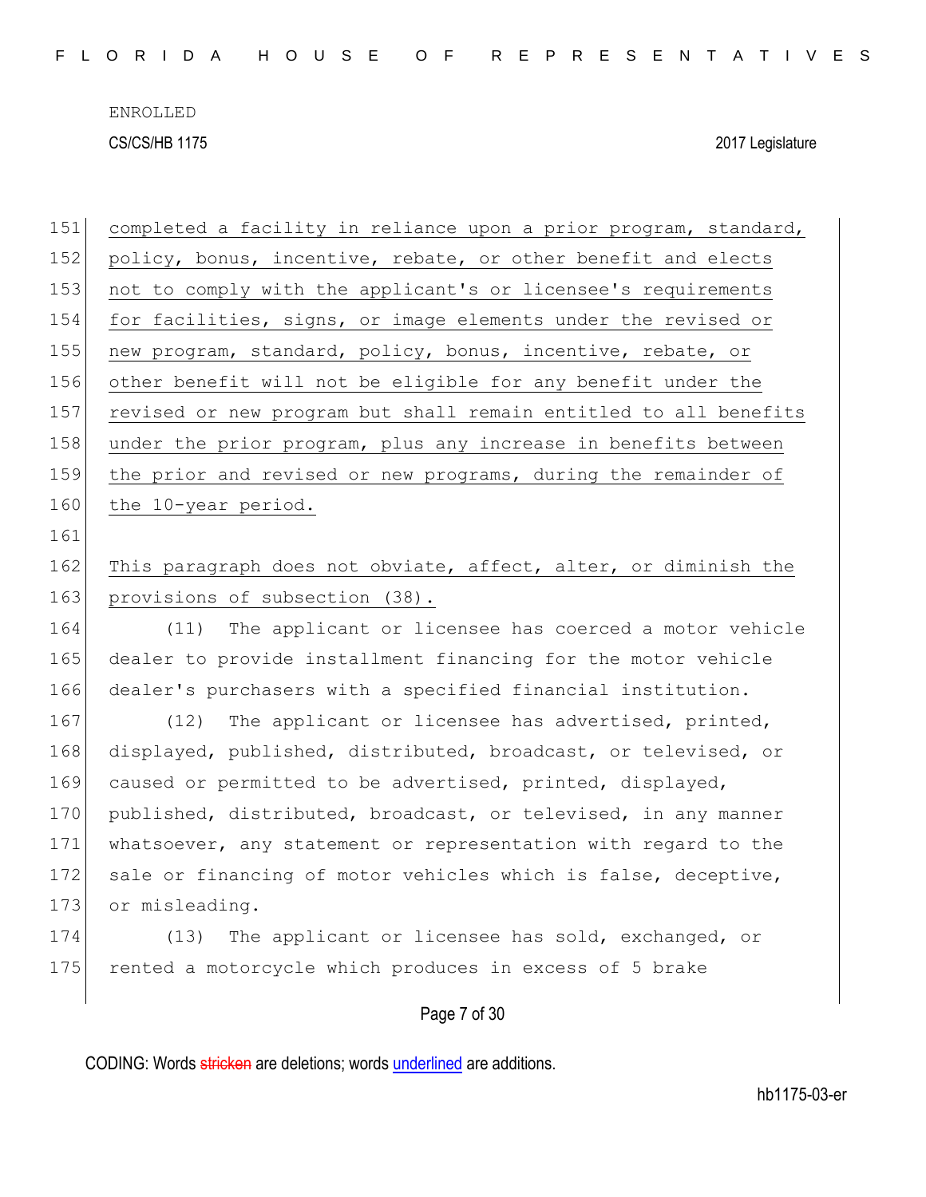completed a facility in reliance upon a prior program, standard, policy, bonus, incentive, rebate, or other benefit and elects not to comply with the applicant's or licensee's requirements for facilities, signs, or image elements under the revised or new program, standard, policy, bonus, incentive, rebate, or other benefit will not be eligible for any benefit under the revised or new program but shall remain entitled to all benefits under the prior program, plus any increase in benefits between the prior and revised or new programs, during the remainder of the 10-year period.

This paragraph does not obviate, affect, alter, or diminish the provisions of subsection (38).

(11) The applicant or licensee has coerced a motor vehicle dealer to provide installment financing for the motor vehicle dealer's purchasers with a specified financial institution.

(12) The applicant or licensee has advertised, printed, displayed, published, distributed, broadcast, or televised, or caused or permitted to be advertised, printed, displayed, published, distributed, broadcast, or televised, in any manner whatsoever, any statement or representation with regard to the sale or financing of motor vehicles which is false, deceptive, or misleading.

(13) The applicant or licensee has sold, exchanged, or rented a motorcycle which produces in excess of 5 brake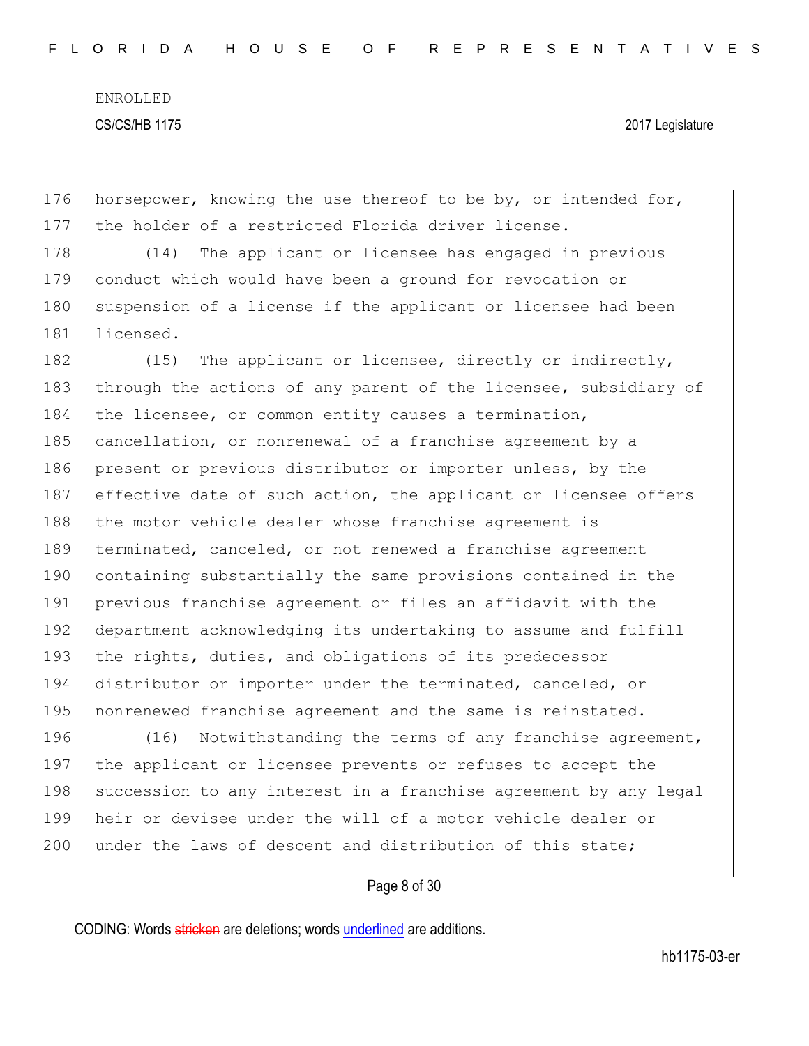horsepower, knowing the use thereof to be by, or intended for, the holder of a restricted Florida driver license.

(14) The applicant or licensee has engaged in previous conduct which would have been a ground for revocation or suspension of a license if the applicant or licensee had been licensed.

(15) The applicant or licensee, directly or indirectly, through the actions of any parent of the licensee, subsidiary of the licensee, or common entity causes a termination, cancellation, or nonrenewal of a franchise agreement by a present or previous distributor or importer unless, by the effective date of such action, the applicant or licensee offers the motor vehicle dealer whose franchise agreement is terminated, canceled, or not renewed a franchise agreement containing substantially the same provisions contained in the previous franchise agreement or files an affidavit with the department acknowledging its undertaking to assume and fulfill the rights, duties, and obligations of its predecessor distributor or importer under the terminated, canceled, or nonrenewed franchise agreement and the same is reinstated.

(16) Notwithstanding the terms of any franchise agreement, the applicant or licensee prevents or refuses to accept the succession to any interest in a franchise agreement by any legal heir or devisee under the will of a motor vehicle dealer or under the laws of descent and distribution of this state;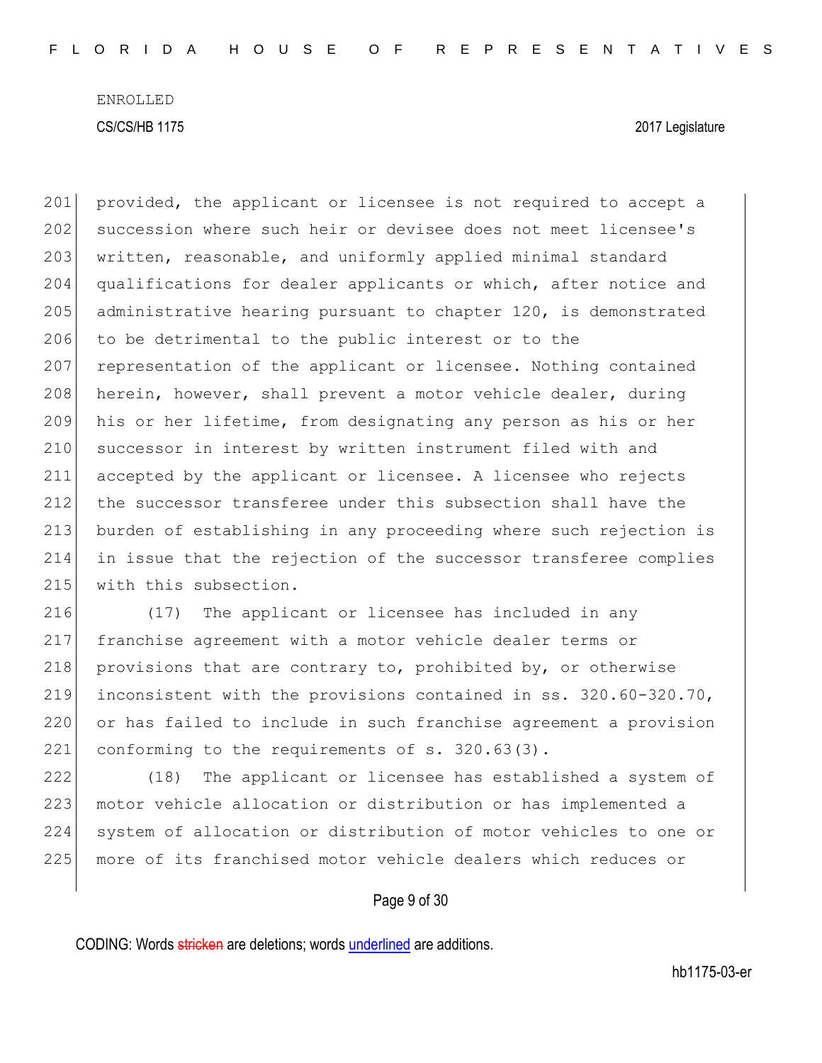provided, the applicant or licensee is not required to accept a succession where such heir or devisee does not meet licensee's written, reasonable, and uniformly applied minimal standard qualifications for dealer applicants or which, after notice and administrative hearing pursuant to chapter 120, is demonstrated to be detrimental to the public interest or to the representation of the applicant or licensee. Nothing contained herein, however, shall prevent a motor vehicle dealer, during his or her lifetime, from designating any person as his or her successor in interest by written instrument filed with and accepted by the applicant or licensee. A licensee who rejects the successor transferee under this subsection shall have the burden of establishing in any proceeding where such rejection is in issue that the rejection of the successor transferee complies with this subsection.

(17) The applicant or licensee has included in any franchise agreement with a motor vehicle dealer terms or provisions that are contrary to, prohibited by, or otherwise inconsistent with the provisions contained in ss. 320.60-320.70, or has failed to include in such franchise agreement a provision conforming to the requirements of s. 320.63(3).

(18) The applicant or licensee has established a system of motor vehicle allocation or distribution or has implemented a system of allocation or distribution of motor vehicles to one or more of its franchised motor vehicle dealers which reduces or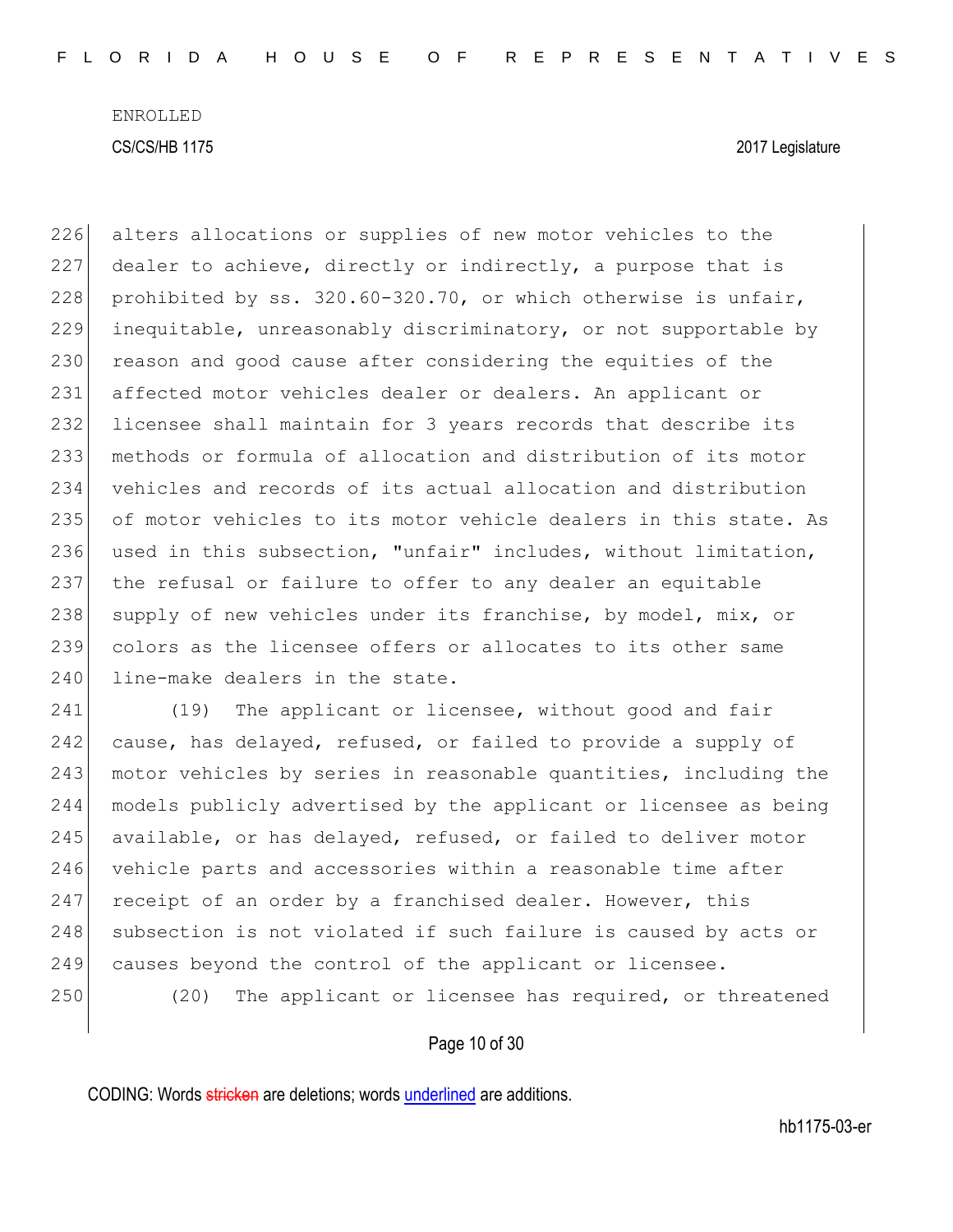alters allocations or supplies of new motor vehicles to the dealer to achieve, directly or indirectly, a purpose that is prohibited by ss. 320.60-320.70, or which otherwise is unfair, inequitable, unreasonably discriminatory, or not supportable by reason and good cause after considering the equities of the affected motor vehicles dealer or dealers. An applicant or licensee shall maintain for 3 years records that describe its methods or formula of allocation and distribution of its motor vehicles and records of its actual allocation and distribution of motor vehicles to its motor vehicle dealers in this state. As used in this subsection, "unfair" includes, without limitation, the refusal or failure to offer to any dealer an equitable supply of new vehicles under its franchise, by model, mix, or colors as the licensee offers or allocates to its other same line-make dealers in the state.

(19) The applicant or licensee, without good and fair cause, has delayed, refused, or failed to provide a supply of motor vehicles by series in reasonable quantities, including the models publicly advertised by the applicant or licensee as being available, or has delayed, refused, or failed to deliver motor vehicle parts and accessories within a reasonable time after receipt of an order by a franchised dealer. However, this subsection is not violated if such failure is caused by acts or causes beyond the control of the applicant or licensee.

(20) The applicant or licensee has required, or threatened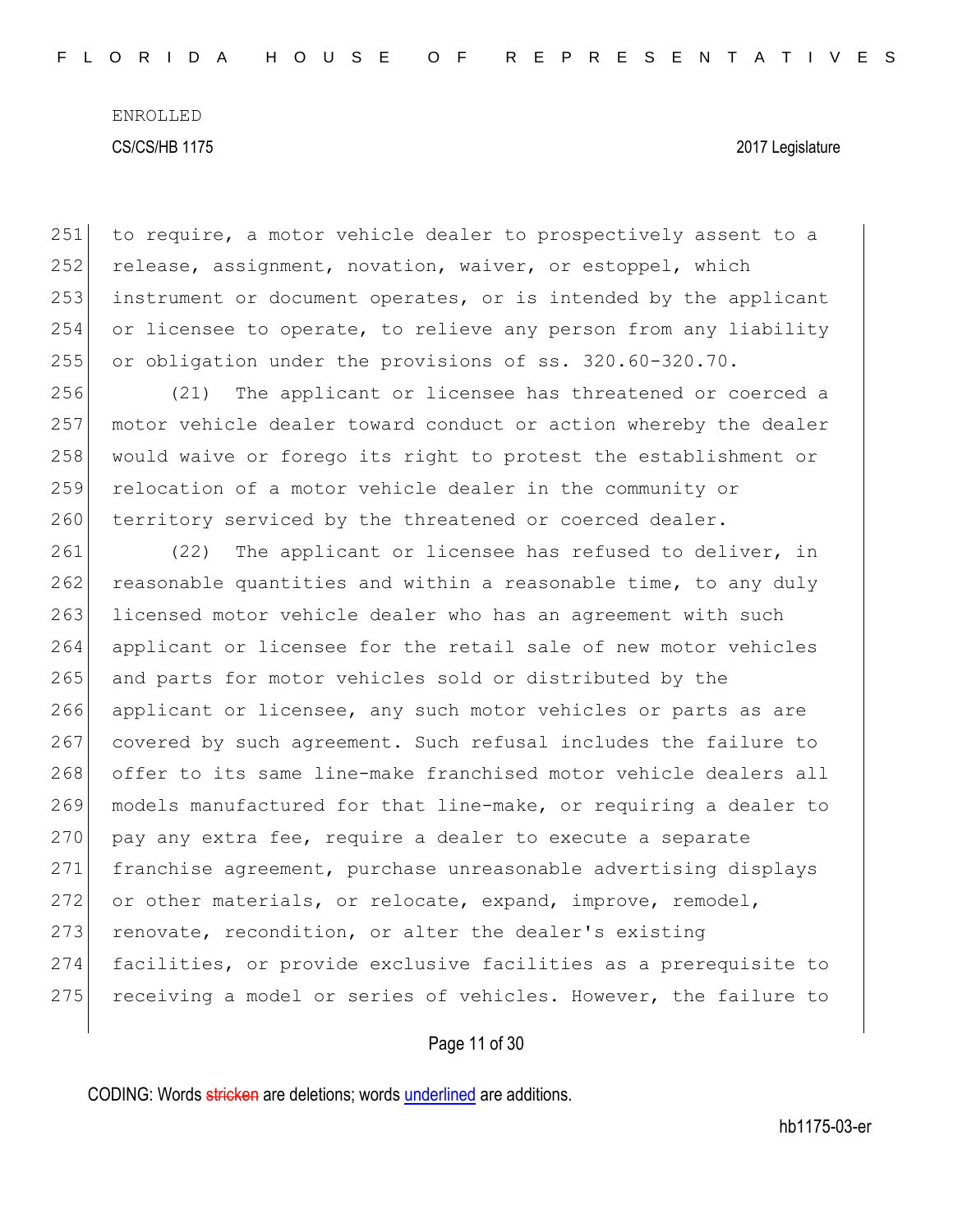to require, a motor vehicle dealer to prospectively assent to a release, assignment, novation, waiver, or estoppel, which instrument or document operates, or is intended by the applicant or licensee to operate, to relieve any person from any liability or obligation under the provisions of ss. 320.60-320.70.

(21) The applicant or licensee has threatened or coerced a motor vehicle dealer toward conduct or action whereby the dealer would waive or forego its right to protest the establishment or relocation of a motor vehicle dealer in the community or territory serviced by the threatened or coerced dealer.

(22) The applicant or licensee has refused to deliver, in reasonable quantities and within a reasonable time, to any duly licensed motor vehicle dealer who has an agreement with such applicant or licensee for the retail sale of new motor vehicles and parts for motor vehicles sold or distributed by the applicant or licensee, any such motor vehicles or parts as are covered by such agreement. Such refusal includes the failure to offer to its same line-make franchised motor vehicle dealers all models manufactured for that line-make, or requiring a dealer to pay any extra fee, require a dealer to execute a separate franchise agreement, purchase unreasonable advertising displays or other materials, or relocate, expand, improve, remodel, renovate, recondition, or alter the dealer's existing facilities, or provide exclusive facilities as a prerequisite to receiving a model or series of vehicles. However, the failure to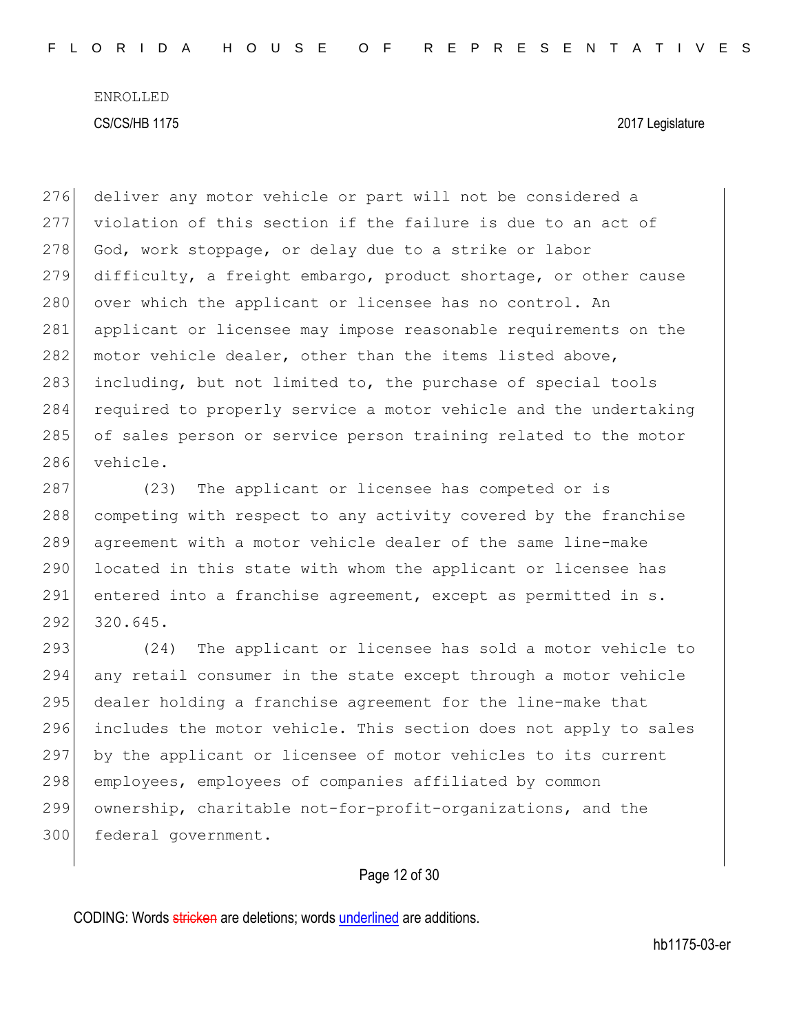deliver any motor vehicle or part will not be considered a violation of this section if the failure is due to an act of God, work stoppage, or delay due to a strike or labor difficulty, a freight embargo, product shortage, or other cause over which the applicant or licensee has no control. An applicant or licensee may impose reasonable requirements on the motor vehicle dealer, other than the items listed above, including, but not limited to, the purchase of special tools required to properly service a motor vehicle and the undertaking of sales person or service person training related to the motor vehicle.

(23) The applicant or licensee has competed or is competing with respect to any activity covered by the franchise agreement with a motor vehicle dealer of the same line-make located in this state with whom the applicant or licensee has entered into a franchise agreement, except as permitted in s. 320.645.

(24) The applicant or licensee has sold a motor vehicle to any retail consumer in the state except through a motor vehicle dealer holding a franchise agreement for the line-make that includes the motor vehicle. This section does not apply to sales by the applicant or licensee of motor vehicles to its current employees, employees of companies affiliated by common ownership, charitable not-for-profit-organizations, and the federal government.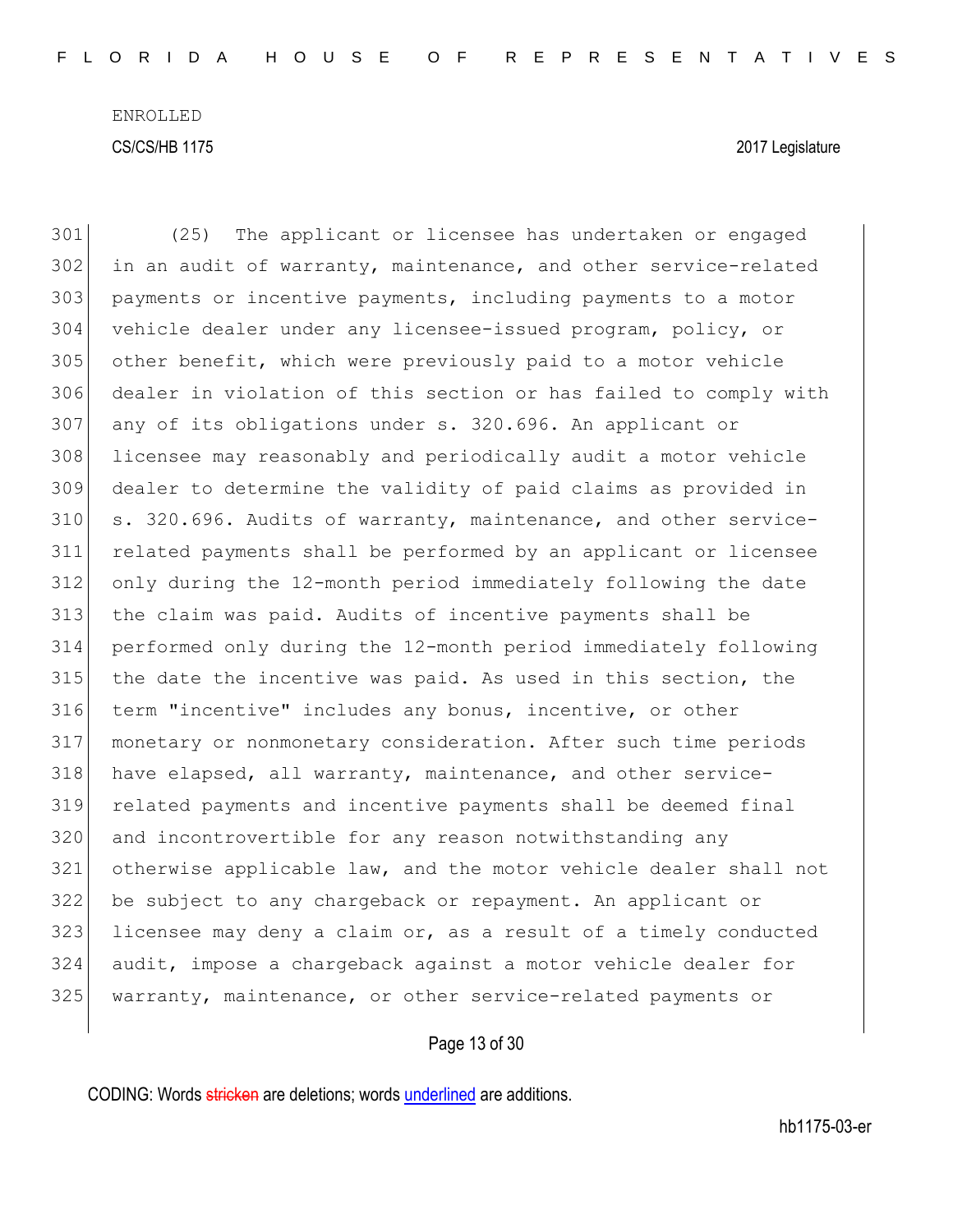(25) The applicant or licensee has undertaken or engaged in an audit of warranty, maintenance, and other service-related payments or incentive payments, including payments to a motor vehicle dealer under any licensee-issued program, policy, or other benefit, which were previously paid to a motor vehicle dealer in violation of this section or has failed to comply with any of its obligations under s. 320.696. An applicant or licensee may reasonably and periodically audit a motor vehicle dealer to determine the validity of paid claims as provided in s. 320.696. Audits of warranty, maintenance, and other service-related payments shall be performed by an applicant or licensee only during the 12-month period immediately following the date the claim was paid. Audits of incentive payments shall be performed only during the 12-month period immediately following the date the incentive was paid. As used in this section, the term "incentive" includes any bonus, incentive, or other monetary or nonmonetary consideration. After such time periods have elapsed, all warranty, maintenance, and other service-related payments and incentive payments shall be deemed final and incontrovertible for any reason notwithstanding any otherwise applicable law, and the motor vehicle dealer shall not be subject to any chargeback or repayment. An applicant or licensee may deny a claim or, as a result of a timely conducted audit, impose a chargeback against a motor vehicle dealer for warranty, maintenance, or other service-related payments or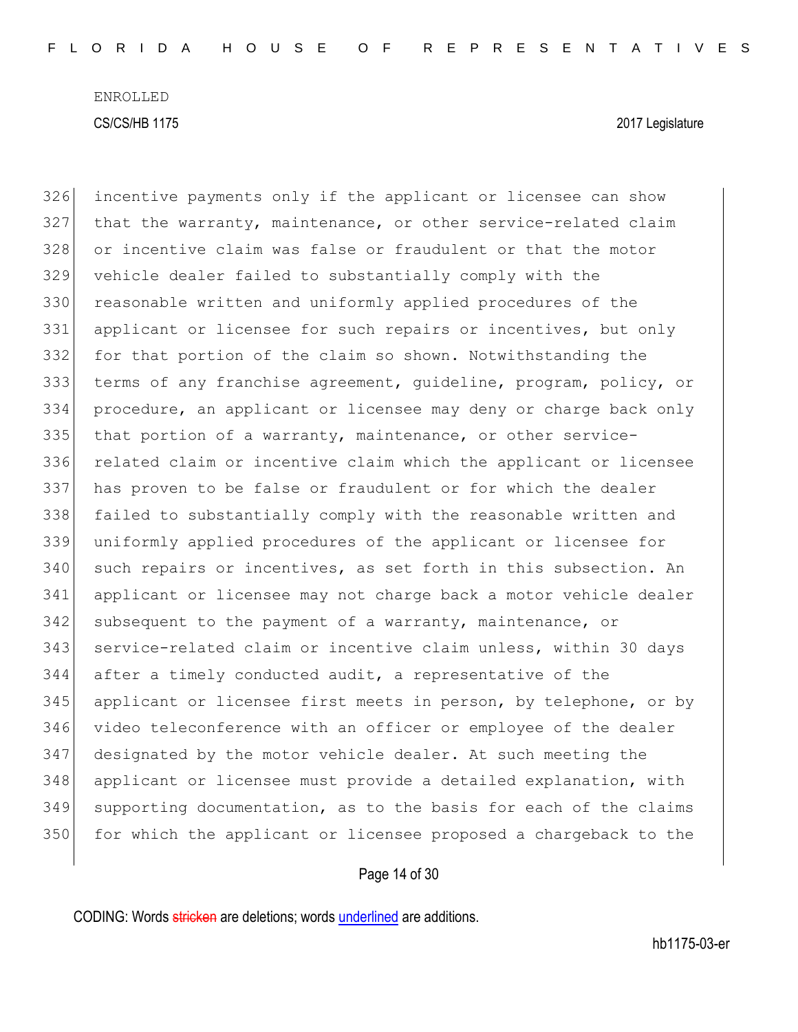ENROLLED

CS/CS/HB 1175 2017 Legislature

326 incentive payments only if the applicant or licensee can show
327 that the warranty, maintenance, or other service-related claim
328 or incentive claim was false or fraudulent or that the motor
329 vehicle dealer failed to substantially comply with the
330 reasonable written and uniformly applied procedures of the
331 applicant or licensee for such repairs or incentives, but only
332 for that portion of the claim so shown. Notwithstanding the
333 terms of any franchise agreement, guideline, program, policy, or
334 procedure, an applicant or licensee may deny or charge back only
335 that portion of a warranty, maintenance, or other service-
336 related claim or incentive claim which the applicant or licensee
337 has proven to be false or fraudulent or for which the dealer
338 failed to substantially comply with the reasonable written and
339 uniformly applied procedures of the applicant or licensee for
340 such repairs or incentives, as set forth in this subsection. An
341 applicant or licensee may not charge back a motor vehicle dealer
342 subsequent to the payment of a warranty, maintenance, or
343 service-related claim or incentive claim unless, within 30 days
344 after a timely conducted audit, a representative of the
345 applicant or licensee first meets in person, by telephone, or by
346 video teleconference with an officer or employee of the dealer
347 designated by the motor vehicle dealer. At such meeting the
348 applicant or licensee must provide a detailed explanation, with
349 supporting documentation, as to the basis for each of the claims
350 for which the applicant or licensee proposed a chargeback to the

CODING: Words stricken are deletions; words underlined are additions.

hb1175-03-er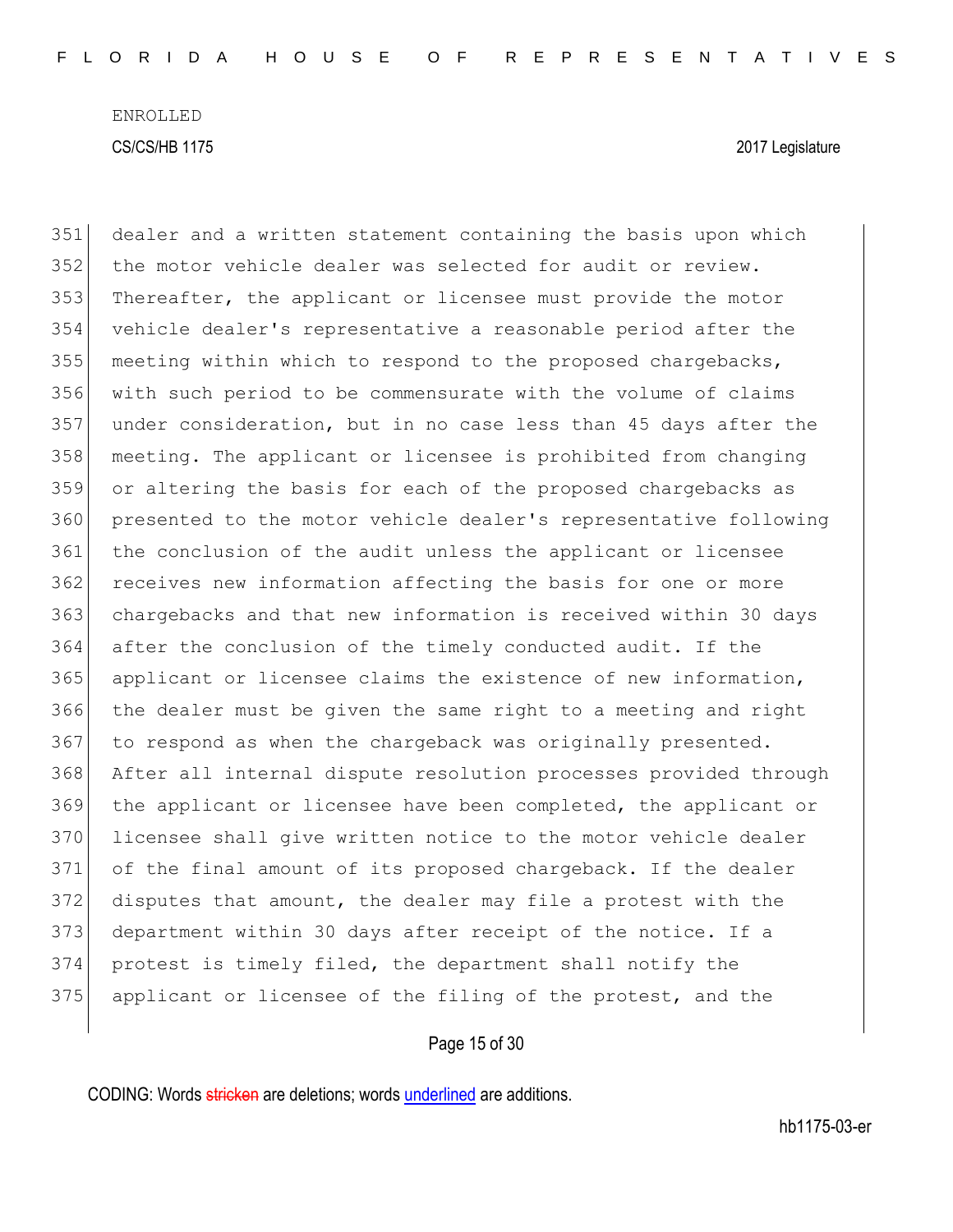dealer and a written statement containing the basis upon which the motor vehicle dealer was selected for audit or review. Thereafter, the applicant or licensee must provide the motor vehicle dealer's representative a reasonable period after the meeting within which to respond to the proposed chargebacks, with such period to be commensurate with the volume of claims under consideration, but in no case less than 45 days after the meeting. The applicant or licensee is prohibited from changing or altering the basis for each of the proposed chargebacks as presented to the motor vehicle dealer's representative following the conclusion of the audit unless the applicant or licensee receives new information affecting the basis for one or more chargebacks and that new information is received within 30 days after the conclusion of the timely conducted audit. If the applicant or licensee claims the existence of new information, the dealer must be given the same right to a meeting and right to respond as when the chargeback was originally presented. After all internal dispute resolution processes provided through the applicant or licensee have been completed, the applicant or licensee shall give written notice to the motor vehicle dealer of the final amount of its proposed chargeback. If the dealer disputes that amount, the dealer may file a protest with the department within 30 days after receipt of the notice. If a protest is timely filed, the department shall notify the applicant or licensee of the filing of the protest, and the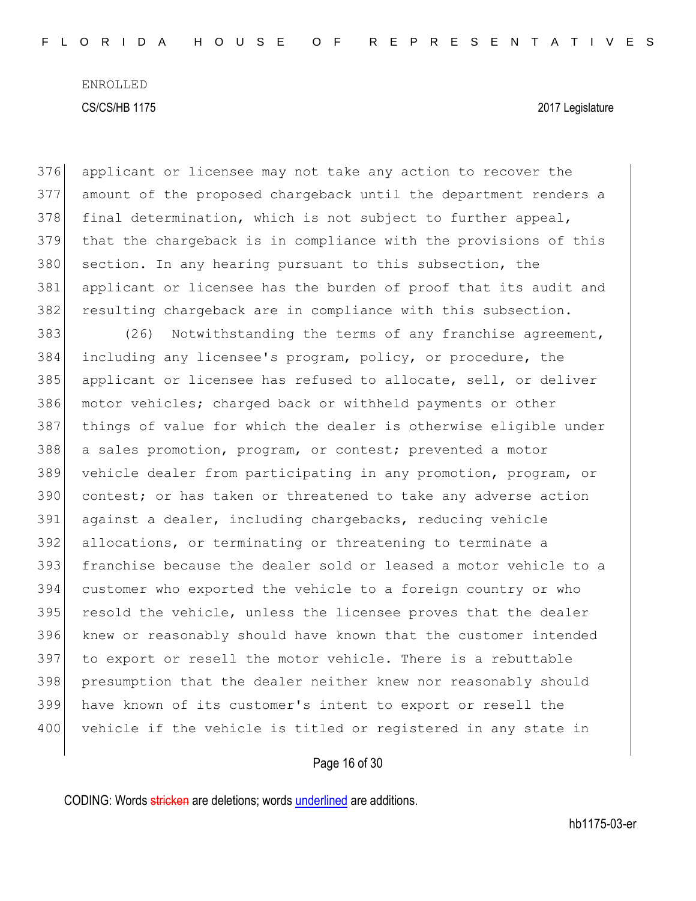applicant or licensee may not take any action to recover the amount of the proposed chargeback until the department renders a final determination, which is not subject to further appeal, that the chargeback is in compliance with the provisions of this section. In any hearing pursuant to this subsection, the applicant or licensee has the burden of proof that its audit and resulting chargeback are in compliance with this subsection.

(26) Notwithstanding the terms of any franchise agreement, including any licensee's program, policy, or procedure, the applicant or licensee has refused to allocate, sell, or deliver motor vehicles; charged back or withheld payments or other things of value for which the dealer is otherwise eligible under a sales promotion, program, or contest; prevented a motor vehicle dealer from participating in any promotion, program, or contest; or has taken or threatened to take any adverse action against a dealer, including chargebacks, reducing vehicle allocations, or terminating or threatening to terminate a franchise because the dealer sold or leased a motor vehicle to a customer who exported the vehicle to a foreign country or who resold the vehicle, unless the licensee proves that the dealer knew or reasonably should have known that the customer intended to export or resell the motor vehicle. There is a rebuttable presumption that the dealer neither knew nor reasonably should have known of its customer's intent to export or resell the vehicle if the vehicle is titled or registered in any state in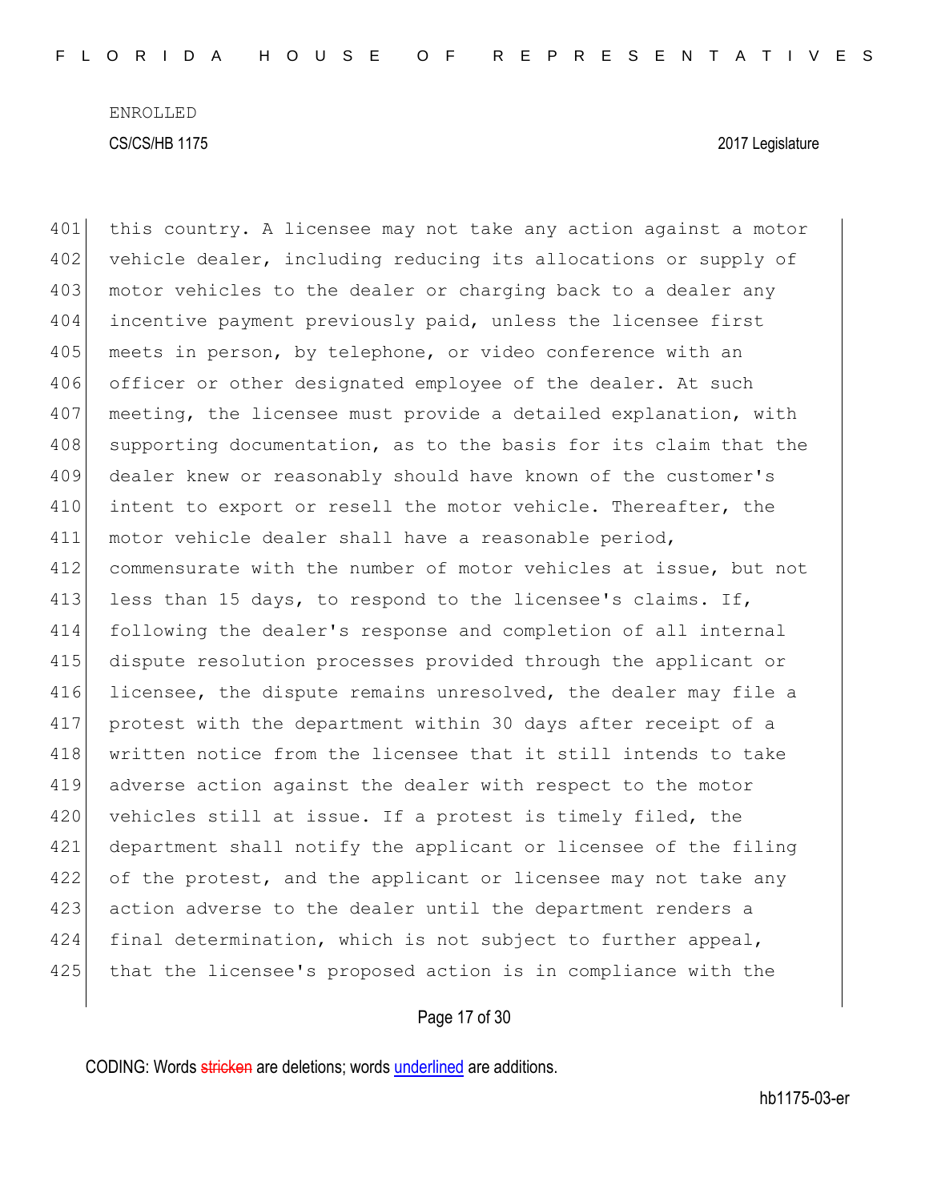this country. A licensee may not take any action against a motor vehicle dealer, including reducing its allocations or supply of motor vehicles to the dealer or charging back to a dealer any incentive payment previously paid, unless the licensee first meets in person, by telephone, or video conference with an officer or other designated employee of the dealer. At such meeting, the licensee must provide a detailed explanation, with supporting documentation, as to the basis for its claim that the dealer knew or reasonably should have known of the customer's intent to export or resell the motor vehicle. Thereafter, the motor vehicle dealer shall have a reasonable period, commensurate with the number of motor vehicles at issue, but not less than 15 days, to respond to the licensee's claims. If, following the dealer's response and completion of all internal dispute resolution processes provided through the applicant or licensee, the dispute remains unresolved, the dealer may file a protest with the department within 30 days after receipt of a written notice from the licensee that it still intends to take adverse action against the dealer with respect to the motor vehicles still at issue. If a protest is timely filed, the department shall notify the applicant or licensee of the filing of the protest, and the applicant or licensee may not take any action adverse to the dealer until the department renders a final determination, which is not subject to further appeal, that the licensee's proposed action is in compliance with the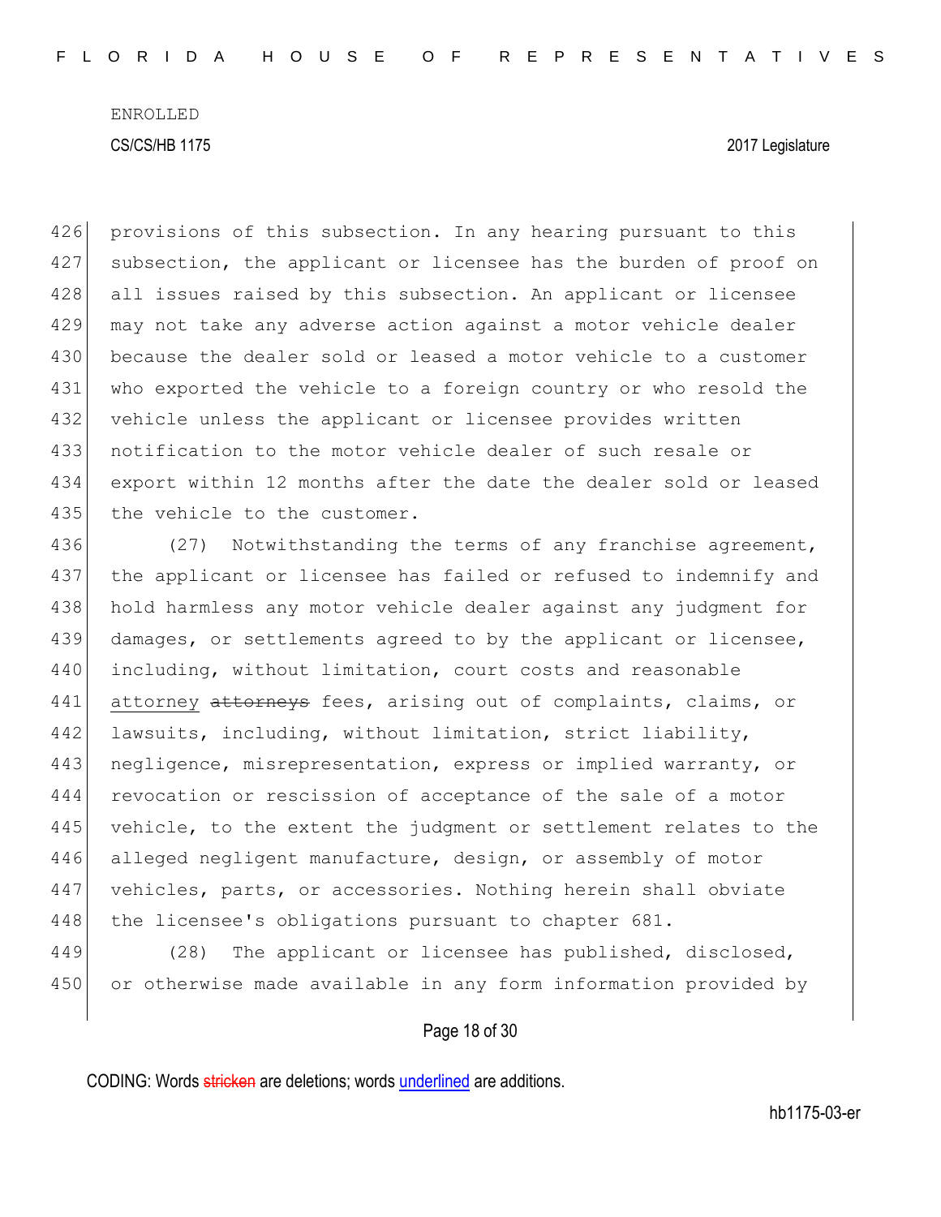ENROLLED

CS/CS/HB 1175 2017 Legislature

426 provisions of this subsection. In any hearing pursuant to this
427 subsection, the applicant or licensee has the burden of proof on
428 all issues raised by this subsection. An applicant or licensee
429 may not take any adverse action against a motor vehicle dealer
430 because the dealer sold or leased a motor vehicle to a customer
431 who exported the vehicle to a foreign country or who resold the
432 vehicle unless the applicant or licensee provides written
433 notification to the motor vehicle dealer of such resale or
434 export within 12 months after the date the dealer sold or leased
435 the vehicle to the customer.

436 (27) Notwithstanding the terms of any franchise agreement,
437 the applicant or licensee has failed or refused to indemnify and
438 hold harmless any motor vehicle dealer against any judgment for
439 damages, or settlements agreed to by the applicant or licensee,
440 including, without limitation, court costs and reasonable
441 attorney ~~attorneys~~ fees, arising out of complaints, claims, or
442 lawsuits, including, without limitation, strict liability,
443 negligence, misrepresentation, express or implied warranty, or
444 revocation or rescission of acceptance of the sale of a motor
445 vehicle, to the extent the judgment or settlement relates to the
446 alleged negligent manufacture, design, or assembly of motor
447 vehicles, parts, or accessories. Nothing herein shall obviate
448 the licensee's obligations pursuant to chapter 681.

449 (28) The applicant or licensee has published, disclosed,
450 or otherwise made available in any form information provided by

CODING: Words ~~stricken~~ are deletions; words underlined are additions.

hb1175-03-er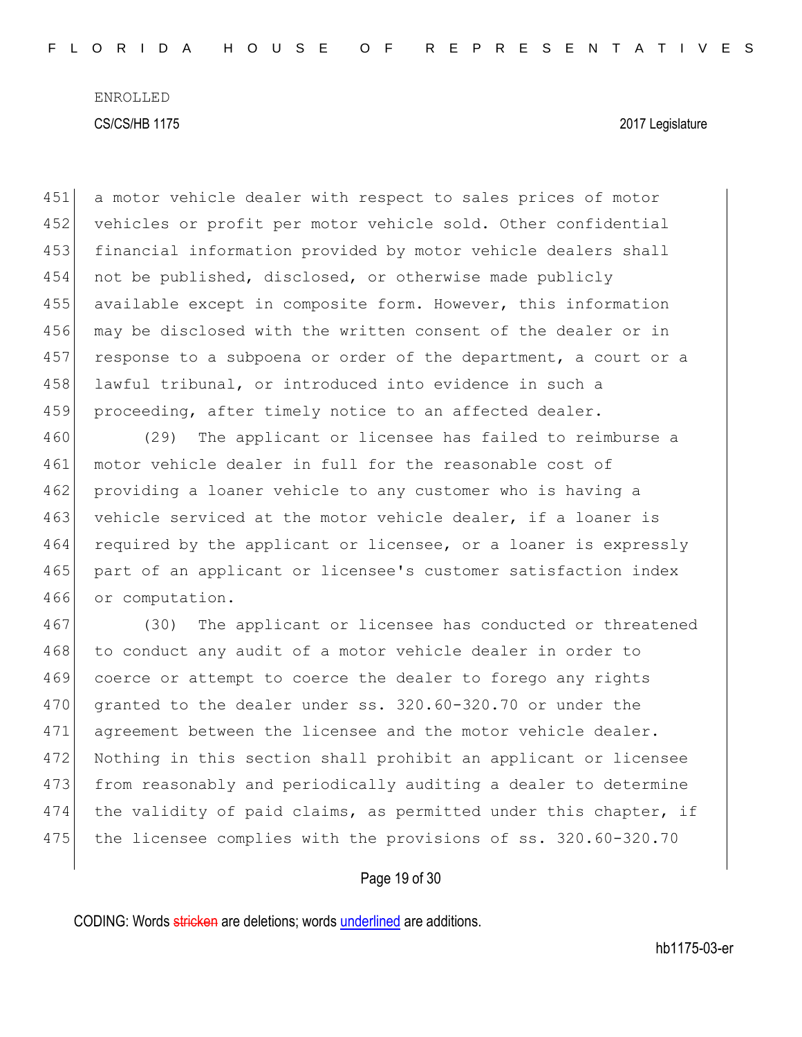a motor vehicle dealer with respect to sales prices of motor vehicles or profit per motor vehicle sold. Other confidential financial information provided by motor vehicle dealers shall not be published, disclosed, or otherwise made publicly available except in composite form. However, this information may be disclosed with the written consent of the dealer or in response to a subpoena or order of the department, a court or a lawful tribunal, or introduced into evidence in such a proceeding, after timely notice to an affected dealer.

(29) The applicant or licensee has failed to reimburse a motor vehicle dealer in full for the reasonable cost of providing a loaner vehicle to any customer who is having a vehicle serviced at the motor vehicle dealer, if a loaner is required by the applicant or licensee, or a loaner is expressly part of an applicant or licensee's customer satisfaction index or computation.

(30) The applicant or licensee has conducted or threatened to conduct any audit of a motor vehicle dealer in order to coerce or attempt to coerce the dealer to forego any rights granted to the dealer under ss. 320.60-320.70 or under the agreement between the licensee and the motor vehicle dealer. Nothing in this section shall prohibit an applicant or licensee from reasonably and periodically auditing a dealer to determine the validity of paid claims, as permitted under this chapter, if the licensee complies with the provisions of ss. 320.60-320.70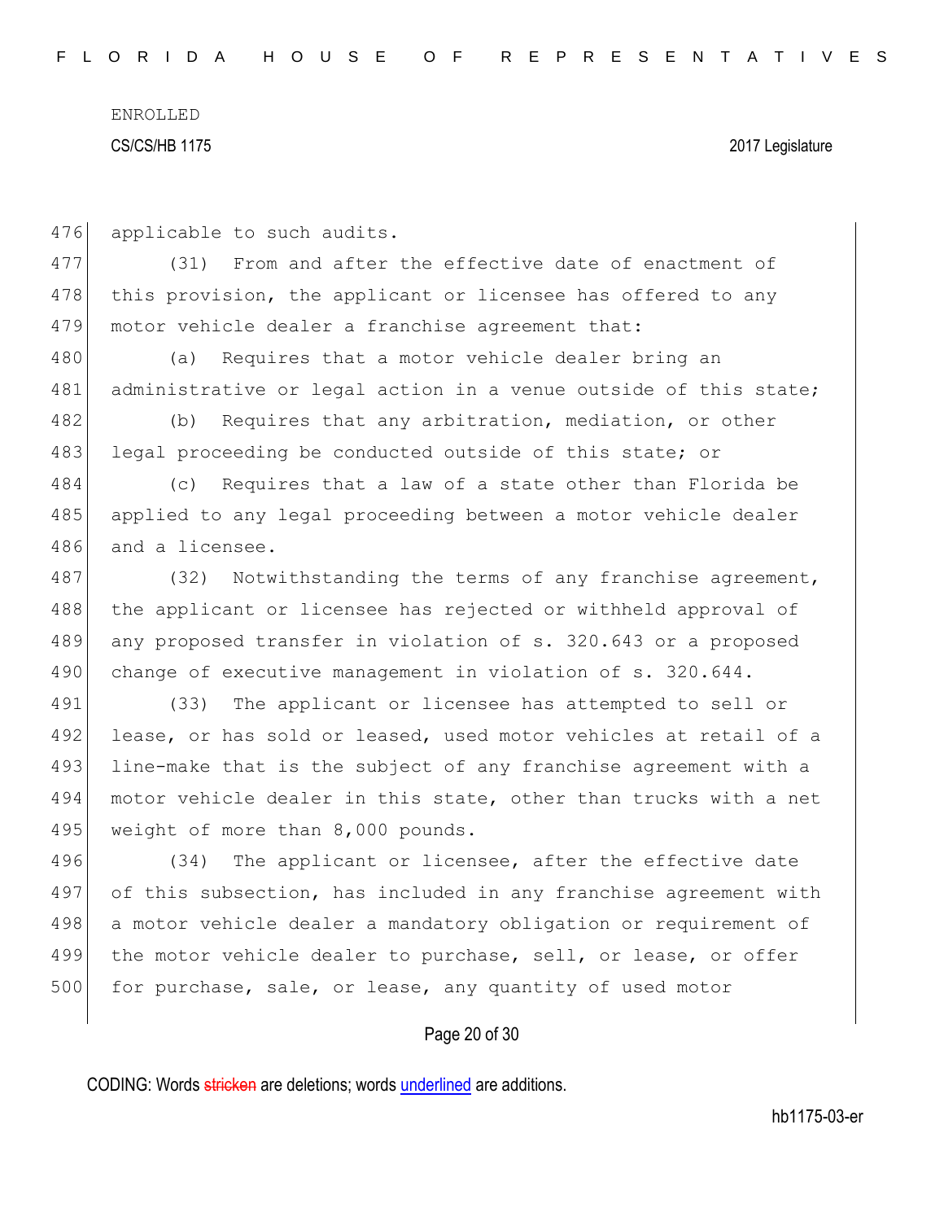applicable to such audits.

(31) From and after the effective date of enactment of this provision, the applicant or licensee has offered to any motor vehicle dealer a franchise agreement that:

(a) Requires that a motor vehicle dealer bring an administrative or legal action in a venue outside of this state;

(b) Requires that any arbitration, mediation, or other legal proceeding be conducted outside of this state; or

(c) Requires that a law of a state other than Florida be applied to any legal proceeding between a motor vehicle dealer and a licensee.

(32) Notwithstanding the terms of any franchise agreement, the applicant or licensee has rejected or withheld approval of any proposed transfer in violation of s. 320.643 or a proposed change of executive management in violation of s. 320.644.

(33) The applicant or licensee has attempted to sell or lease, or has sold or leased, used motor vehicles at retail of a line-make that is the subject of any franchise agreement with a motor vehicle dealer in this state, other than trucks with a net weight of more than 8,000 pounds.

(34) The applicant or licensee, after the effective date of this subsection, has included in any franchise agreement with a motor vehicle dealer a mandatory obligation or requirement of the motor vehicle dealer to purchase, sell, or lease, or offer for purchase, sale, or lease, any quantity of used motor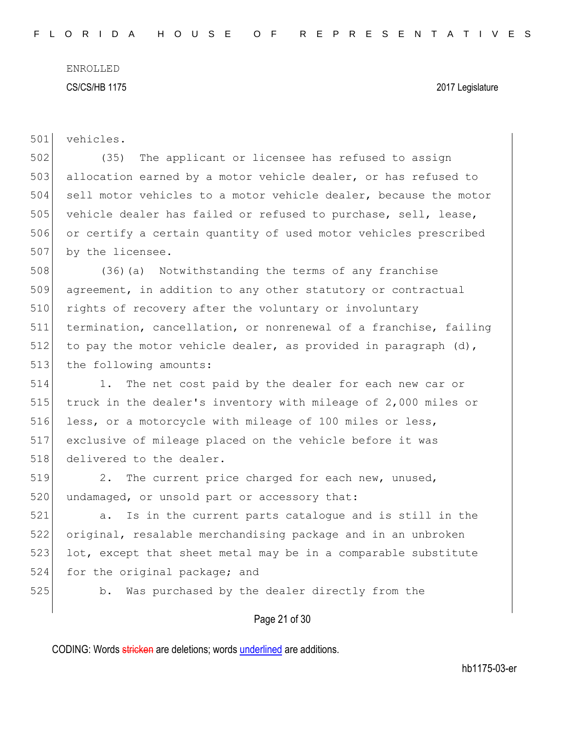vehicles.

(35) The applicant or licensee has refused to assign allocation earned by a motor vehicle dealer, or has refused to sell motor vehicles to a motor vehicle dealer, because the motor vehicle dealer has failed or refused to purchase, sell, lease, or certify a certain quantity of used motor vehicles prescribed by the licensee.

(36)(a) Notwithstanding the terms of any franchise agreement, in addition to any other statutory or contractual rights of recovery after the voluntary or involuntary termination, cancellation, or nonrenewal of a franchise, failing to pay the motor vehicle dealer, as provided in paragraph (d), the following amounts:

1. The net cost paid by the dealer for each new car or truck in the dealer's inventory with mileage of 2,000 miles or less, or a motorcycle with mileage of 100 miles or less, exclusive of mileage placed on the vehicle before it was delivered to the dealer.

2. The current price charged for each new, unused, undamaged, or unsold part or accessory that:

a. Is in the current parts catalogue and is still in the original, resalable merchandising package and in an unbroken lot, except that sheet metal may be in a comparable substitute for the original package; and

b. Was purchased by the dealer directly from the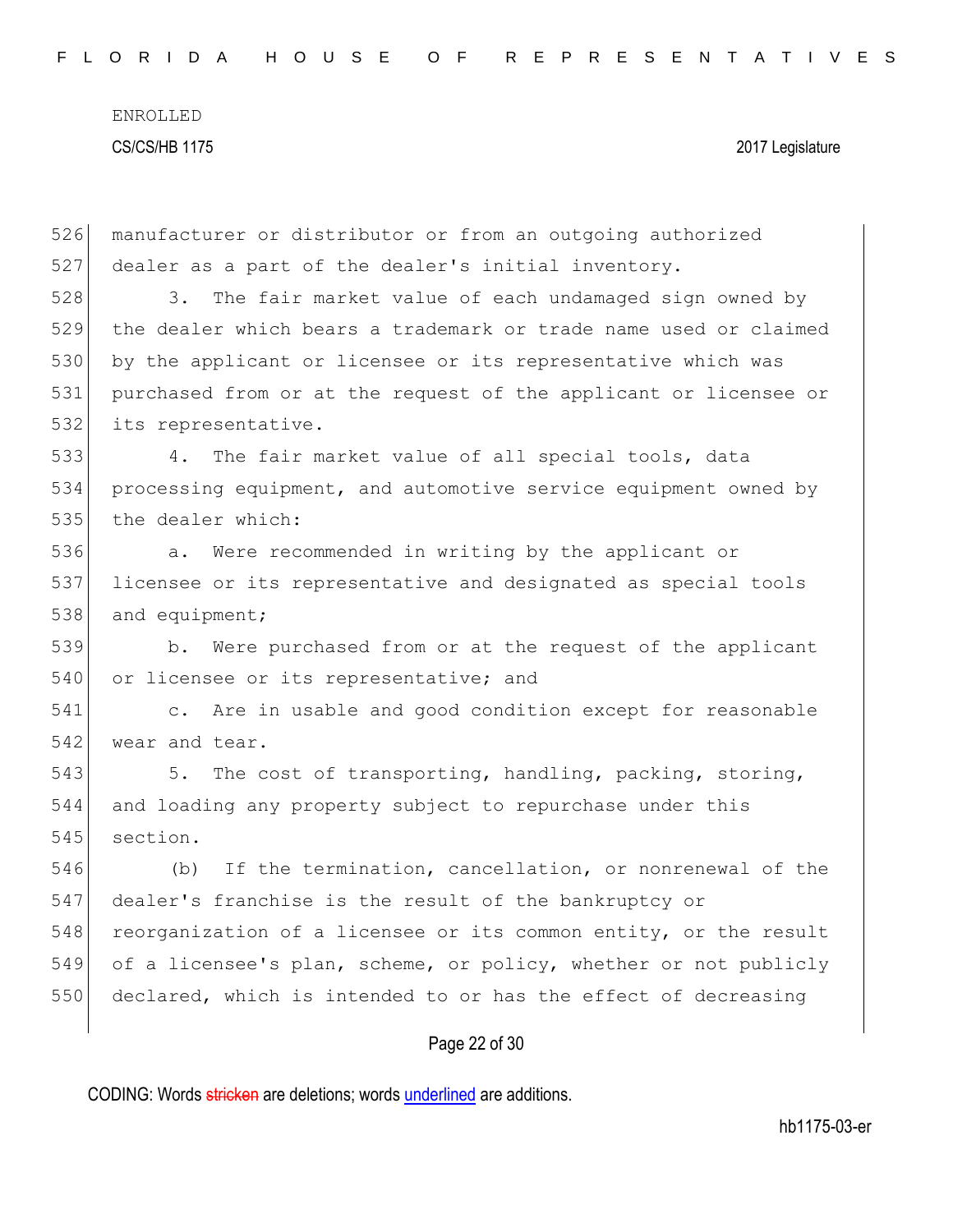manufacturer or distributor or from an outgoing authorized dealer as a part of the dealer's initial inventory.

3. The fair market value of each undamaged sign owned by the dealer which bears a trademark or trade name used or claimed by the applicant or licensee or its representative which was purchased from or at the request of the applicant or licensee or its representative.

4. The fair market value of all special tools, data processing equipment, and automotive service equipment owned by the dealer which:

a. Were recommended in writing by the applicant or licensee or its representative and designated as special tools and equipment;

b. Were purchased from or at the request of the applicant or licensee or its representative; and

c. Are in usable and good condition except for reasonable wear and tear.

5. The cost of transporting, handling, packing, storing, and loading any property subject to repurchase under this section.

(b) If the termination, cancellation, or nonrenewal of the dealer's franchise is the result of the bankruptcy or reorganization of a licensee or its common entity, or the result of a licensee's plan, scheme, or policy, whether or not publicly declared, which is intended to or has the effect of decreasing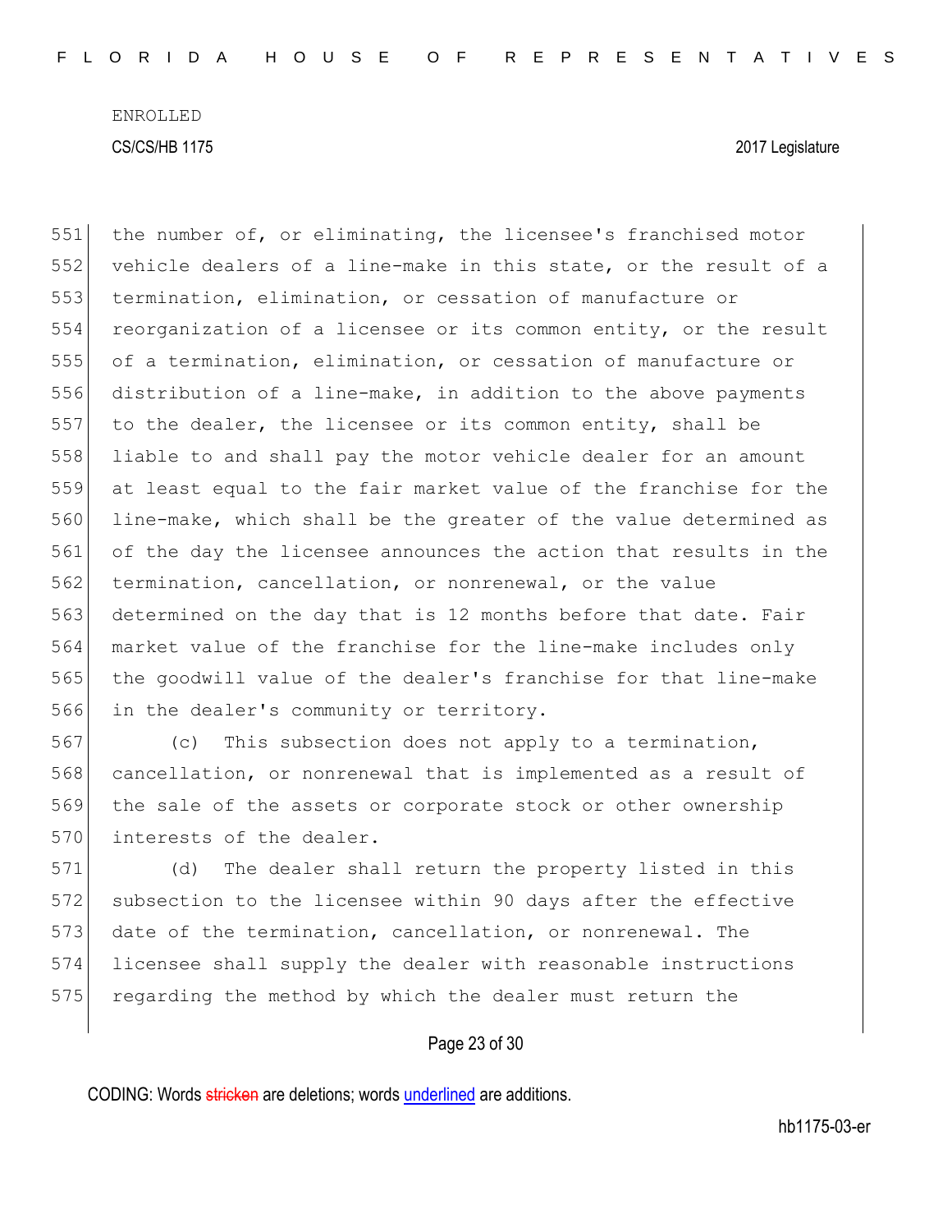the number of, or eliminating, the licensee's franchised motor vehicle dealers of a line-make in this state, or the result of a termination, elimination, or cessation of manufacture or reorganization of a licensee or its common entity, or the result of a termination, elimination, or cessation of manufacture or distribution of a line-make, in addition to the above payments to the dealer, the licensee or its common entity, shall be liable to and shall pay the motor vehicle dealer for an amount at least equal to the fair market value of the franchise for the line-make, which shall be the greater of the value determined as of the day the licensee announces the action that results in the termination, cancellation, or nonrenewal, or the value determined on the day that is 12 months before that date. Fair market value of the franchise for the line-make includes only the goodwill value of the dealer's franchise for that line-make in the dealer's community or territory.

(c) This subsection does not apply to a termination, cancellation, or nonrenewal that is implemented as a result of the sale of the assets or corporate stock or other ownership interests of the dealer.

(d) The dealer shall return the property listed in this subsection to the licensee within 90 days after the effective date of the termination, cancellation, or nonrenewal. The licensee shall supply the dealer with reasonable instructions regarding the method by which the dealer must return the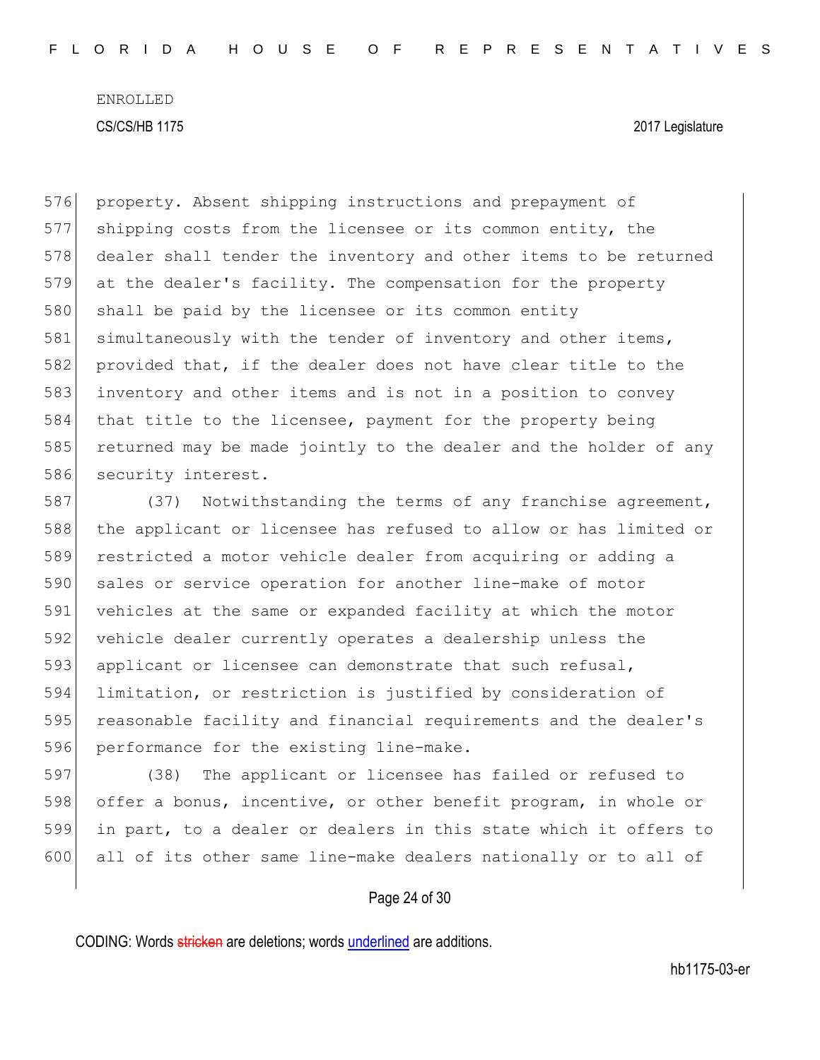property. Absent shipping instructions and prepayment of shipping costs from the licensee or its common entity, the dealer shall tender the inventory and other items to be returned at the dealer's facility. The compensation for the property shall be paid by the licensee or its common entity simultaneously with the tender of inventory and other items, provided that, if the dealer does not have clear title to the inventory and other items and is not in a position to convey that title to the licensee, payment for the property being returned may be made jointly to the dealer and the holder of any security interest.

(37) Notwithstanding the terms of any franchise agreement, the applicant or licensee has refused to allow or has limited or restricted a motor vehicle dealer from acquiring or adding a sales or service operation for another line-make of motor vehicles at the same or expanded facility at which the motor vehicle dealer currently operates a dealership unless the applicant or licensee can demonstrate that such refusal, limitation, or restriction is justified by consideration of reasonable facility and financial requirements and the dealer's performance for the existing line-make.

(38) The applicant or licensee has failed or refused to offer a bonus, incentive, or other benefit program, in whole or in part, to a dealer or dealers in this state which it offers to all of its other same line-make dealers nationally or to all of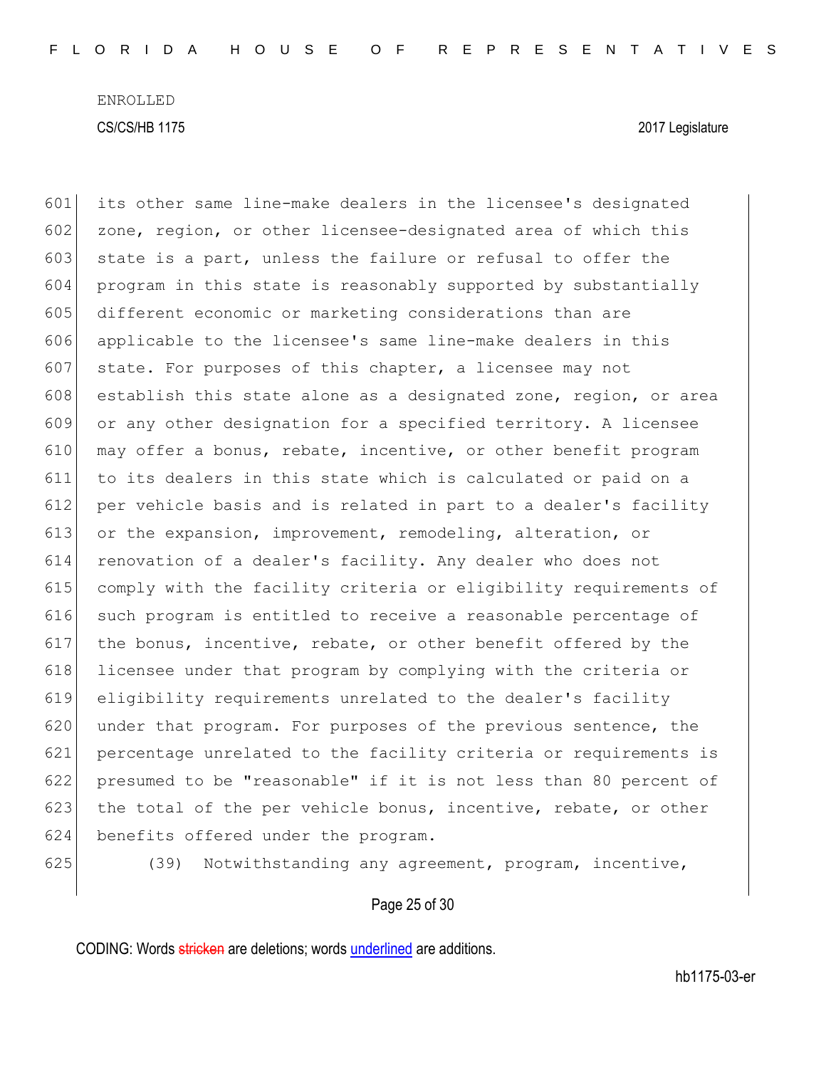its other same line-make dealers in the licensee's designated zone, region, or other licensee-designated area of which this state is a part, unless the failure or refusal to offer the program in this state is reasonably supported by substantially different economic or marketing considerations than are applicable to the licensee's same line-make dealers in this state. For purposes of this chapter, a licensee may not establish this state alone as a designated zone, region, or area or any other designation for a specified territory. A licensee may offer a bonus, rebate, incentive, or other benefit program to its dealers in this state which is calculated or paid on a per vehicle basis and is related in part to a dealer's facility or the expansion, improvement, remodeling, alteration, or renovation of a dealer's facility. Any dealer who does not comply with the facility criteria or eligibility requirements of such program is entitled to receive a reasonable percentage of the bonus, incentive, rebate, or other benefit offered by the licensee under that program by complying with the criteria or eligibility requirements unrelated to the dealer's facility under that program. For purposes of the previous sentence, the percentage unrelated to the facility criteria or requirements is presumed to be "reasonable" if it is not less than 80 percent of the total of the per vehicle bonus, incentive, rebate, or other benefits offered under the program.

(39) Notwithstanding any agreement, program, incentive,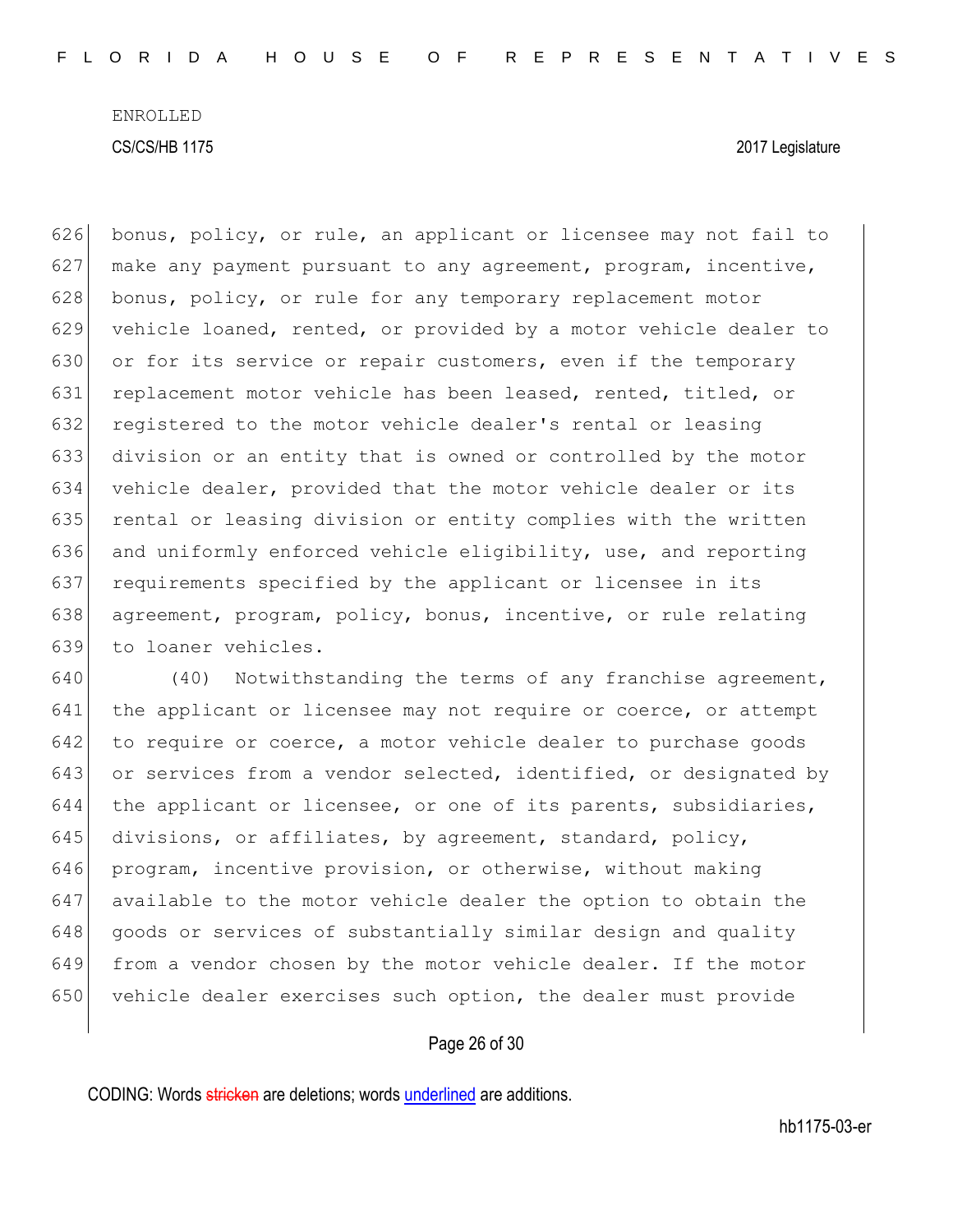bonus, policy, or rule, an applicant or licensee may not fail to make any payment pursuant to any agreement, program, incentive, bonus, policy, or rule for any temporary replacement motor vehicle loaned, rented, or provided by a motor vehicle dealer to or for its service or repair customers, even if the temporary replacement motor vehicle has been leased, rented, titled, or registered to the motor vehicle dealer's rental or leasing division or an entity that is owned or controlled by the motor vehicle dealer, provided that the motor vehicle dealer or its rental or leasing division or entity complies with the written and uniformly enforced vehicle eligibility, use, and reporting requirements specified by the applicant or licensee in its agreement, program, policy, bonus, incentive, or rule relating to loaner vehicles.

(40) Notwithstanding the terms of any franchise agreement, the applicant or licensee may not require or coerce, or attempt to require or coerce, a motor vehicle dealer to purchase goods or services from a vendor selected, identified, or designated by the applicant or licensee, or one of its parents, subsidiaries, divisions, or affiliates, by agreement, standard, policy, program, incentive provision, or otherwise, without making available to the motor vehicle dealer the option to obtain the goods or services of substantially similar design and quality from a vendor chosen by the motor vehicle dealer. If the motor vehicle dealer exercises such option, the dealer must provide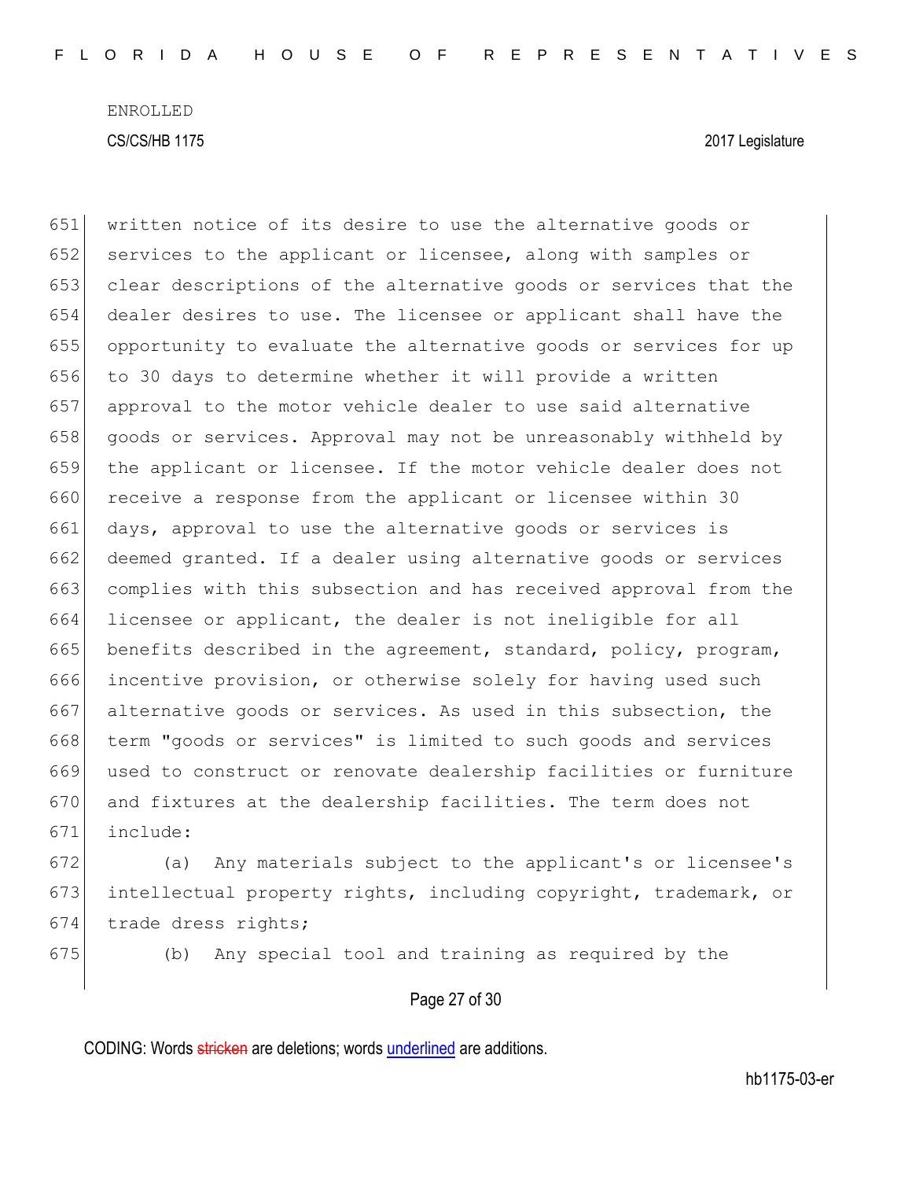written notice of its desire to use the alternative goods or services to the applicant or licensee, along with samples or clear descriptions of the alternative goods or services that the dealer desires to use. The licensee or applicant shall have the opportunity to evaluate the alternative goods or services for up to 30 days to determine whether it will provide a written approval to the motor vehicle dealer to use said alternative goods or services. Approval may not be unreasonably withheld by the applicant or licensee. If the motor vehicle dealer does not receive a response from the applicant or licensee within 30 days, approval to use the alternative goods or services is deemed granted. If a dealer using alternative goods or services complies with this subsection and has received approval from the licensee or applicant, the dealer is not ineligible for all benefits described in the agreement, standard, policy, program, incentive provision, or otherwise solely for having used such alternative goods or services. As used in this subsection, the term "goods or services" is limited to such goods and services used to construct or renovate dealership facilities or furniture and fixtures at the dealership facilities. The term does not include:

(a) Any materials subject to the applicant's or licensee's intellectual property rights, including copyright, trademark, or trade dress rights;

(b) Any special tool and training as required by the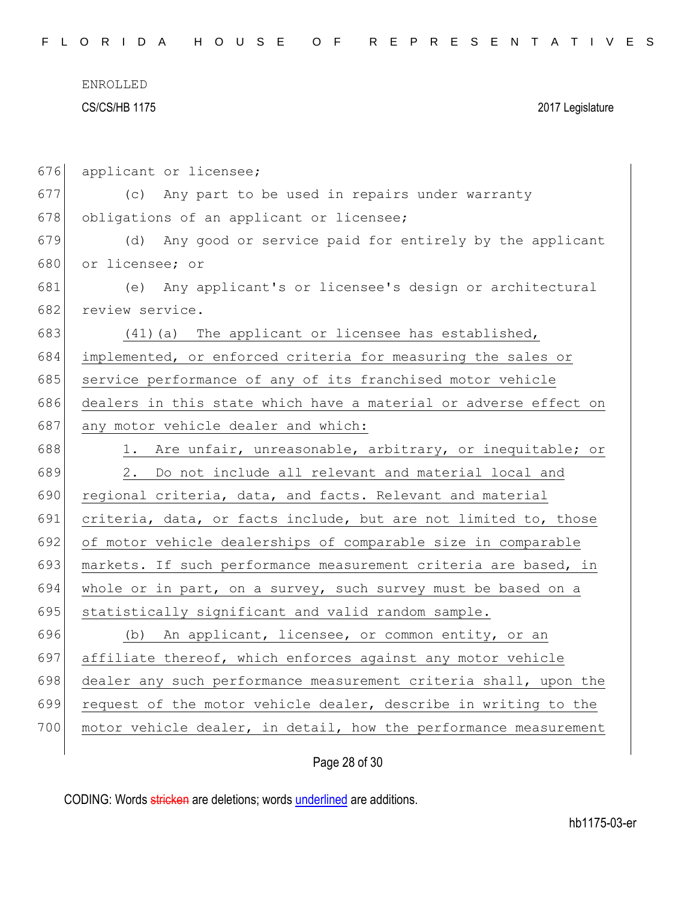applicant or licensee;

(c) Any part to be used in repairs under warranty obligations of an applicant or licensee;

(d) Any good or service paid for entirely by the applicant or licensee; or

(e) Any applicant's or licensee's design or architectural review service.

(41)(a) The applicant or licensee has established, implemented, or enforced criteria for measuring the sales or service performance of any of its franchised motor vehicle dealers in this state which have a material or adverse effect on any motor vehicle dealer and which:

1. Are unfair, unreasonable, arbitrary, or inequitable; or

2. Do not include all relevant and material local and regional criteria, data, and facts. Relevant and material criteria, data, or facts include, but are not limited to, those of motor vehicle dealerships of comparable size in comparable markets. If such performance measurement criteria are based, in whole or in part, on a survey, such survey must be based on a statistically significant and valid random sample.

(b) An applicant, licensee, or common entity, or an affiliate thereof, which enforces against any motor vehicle dealer any such performance measurement criteria shall, upon the request of the motor vehicle dealer, describe in writing to the motor vehicle dealer, in detail, how the performance measurement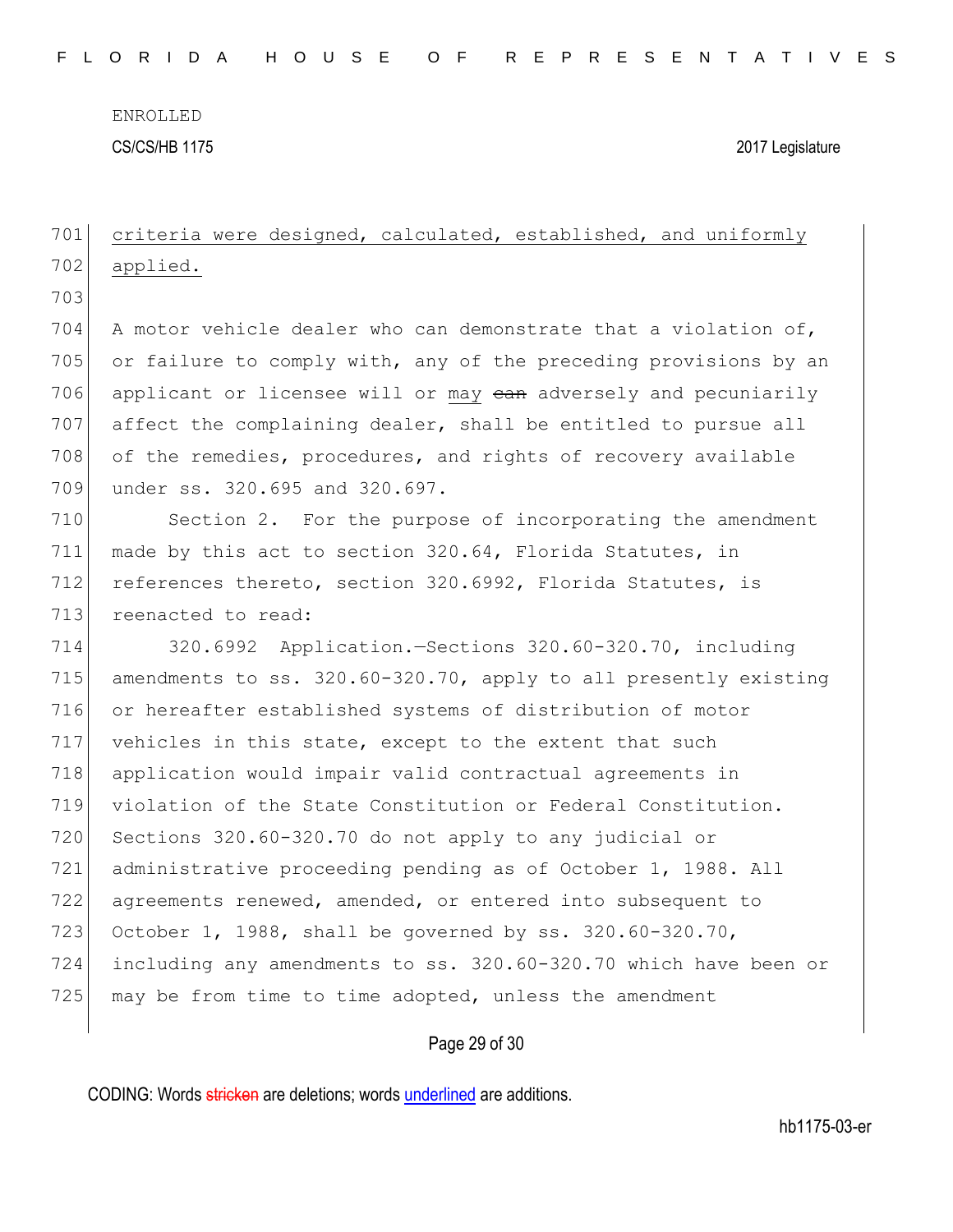ENROLLED

CS/CS/HB 1175 2017 Legislature

701 criteria were designed, calculated, established, and uniformly
702 applied.
703
704 A motor vehicle dealer who can demonstrate that a violation of,
705 or failure to comply with, any of the preceding provisions by an
706 applicant or licensee will or may ~~can~~ adversely and pecuniarily
707 affect the complaining dealer, shall be entitled to pursue all
708 of the remedies, procedures, and rights of recovery available
709 under ss. 320.695 and 320.697.

710 Section 2. For the purpose of incorporating the amendment
711 made by this act to section 320.64, Florida Statutes, in
712 references thereto, section 320.6992, Florida Statutes, is
713 reenacted to read:

714 320.6992 Application.—Sections 320.60-320.70, including
715 amendments to ss. 320.60-320.70, apply to all presently existing
716 or hereafter established systems of distribution of motor
717 vehicles in this state, except to the extent that such
718 application would impair valid contractual agreements in
719 violation of the State Constitution or Federal Constitution.
720 Sections 320.60-320.70 do not apply to any judicial or
721 administrative proceeding pending as of October 1, 1988. All
722 agreements renewed, amended, or entered into subsequent to
723 October 1, 1988, shall be governed by ss. 320.60-320.70,
724 including any amendments to ss. 320.60-320.70 which have been or
725 may be from time to time adopted, unless the amendment

CODING: Words ~~stricken~~ are deletions; words underlined are additions.

hb1175-03-er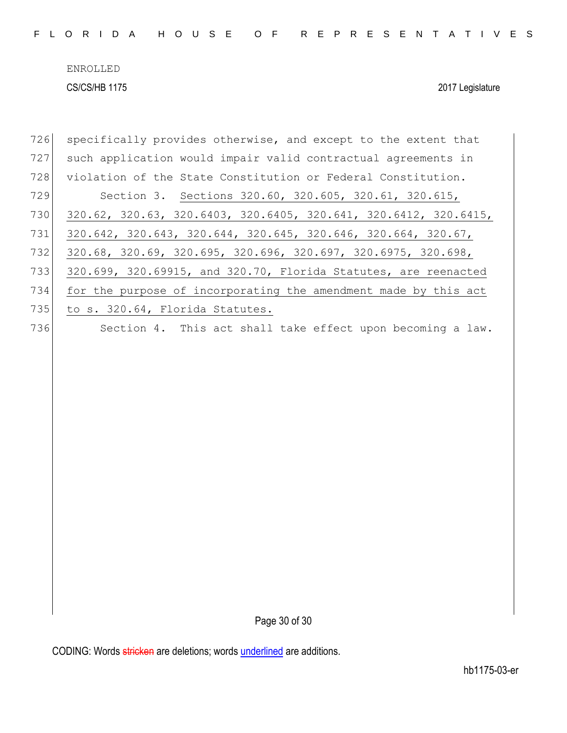ENROLLED

CS/CS/HB 1175 2017 Legislature

specifically provides otherwise, and except to the extent that such application would impair valid contractual agreements in violation of the State Constitution or Federal Constitution.

Section 3. Sections 320.60, 320.605, 320.61, 320.615, 320.62, 320.63, 320.6403, 320.6405, 320.641, 320.6412, 320.6415, 320.642, 320.643, 320.644, 320.645, 320.646, 320.664, 320.67, 320.68, 320.69, 320.695, 320.696, 320.697, 320.6975, 320.698, 320.699, 320.69915, and 320.70, Florida Statutes, are reenacted for the purpose of incorporating the amendment made by this act to s. 320.64, Florida Statutes.

Section 4. This act shall take effect upon becoming a law.

CODING: Words stricken are deletions; words underlined are additions.

hb1175-03-er